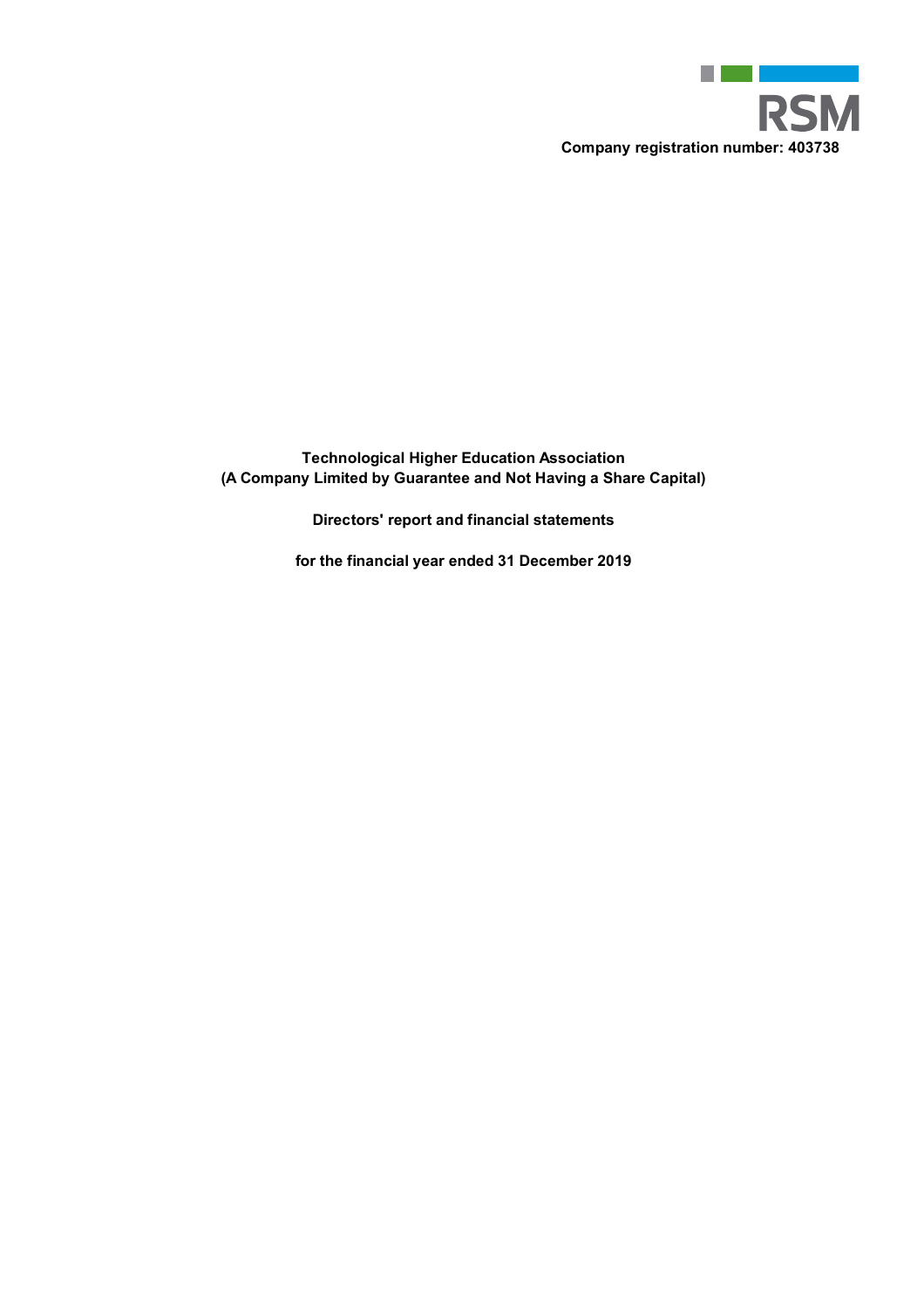RSM

**Company registration number: 403738**

# Technological Higher Education Association
## (A Company Limited by Guarantee and Not Having a Share Capital)

**Directors' report and financial statements**

**for the financial year ended 31 December 2019**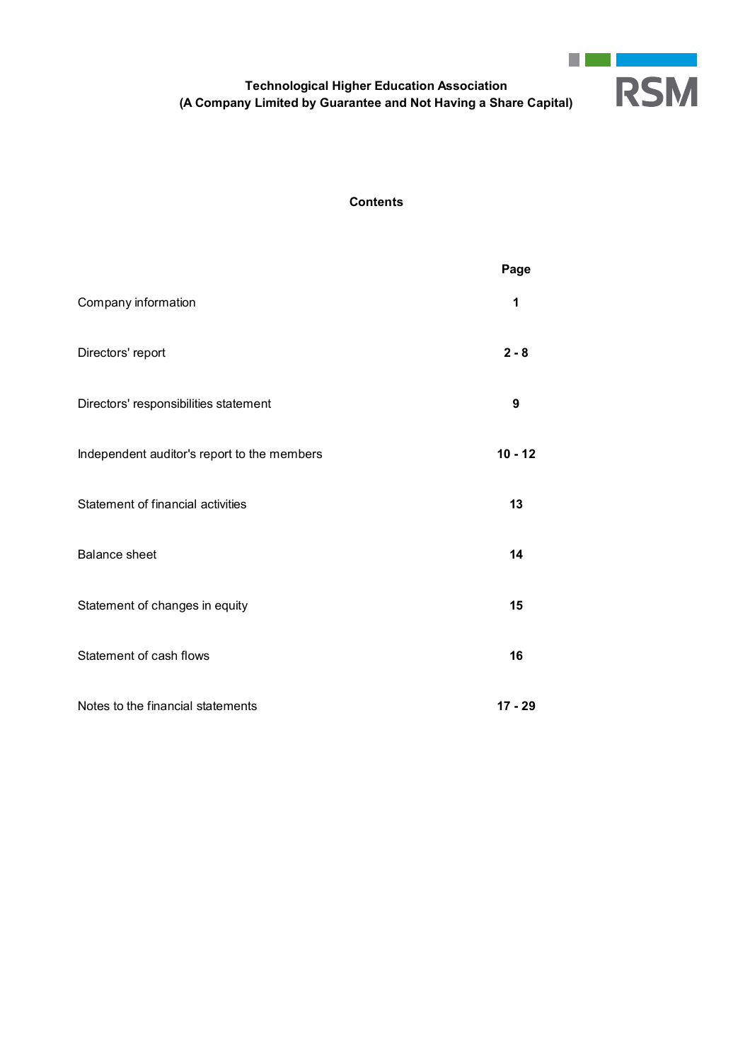**Technological Higher Education Association**
**(A Company Limited by Guarantee and Not Having a Share Capital)**

## Contents

| | Page |
|---|---|
| Company information | **1** |
| Directors' report | **2 - 8** |
| Directors' responsibilities statement | **9** |
| Independent auditor's report to the members | **10 - 12** |
| Statement of financial activities | **13** |
| Balance sheet | **14** |
| Statement of changes in equity | **15** |
| Statement of cash flows | **16** |
| Notes to the financial statements | **17 - 29** |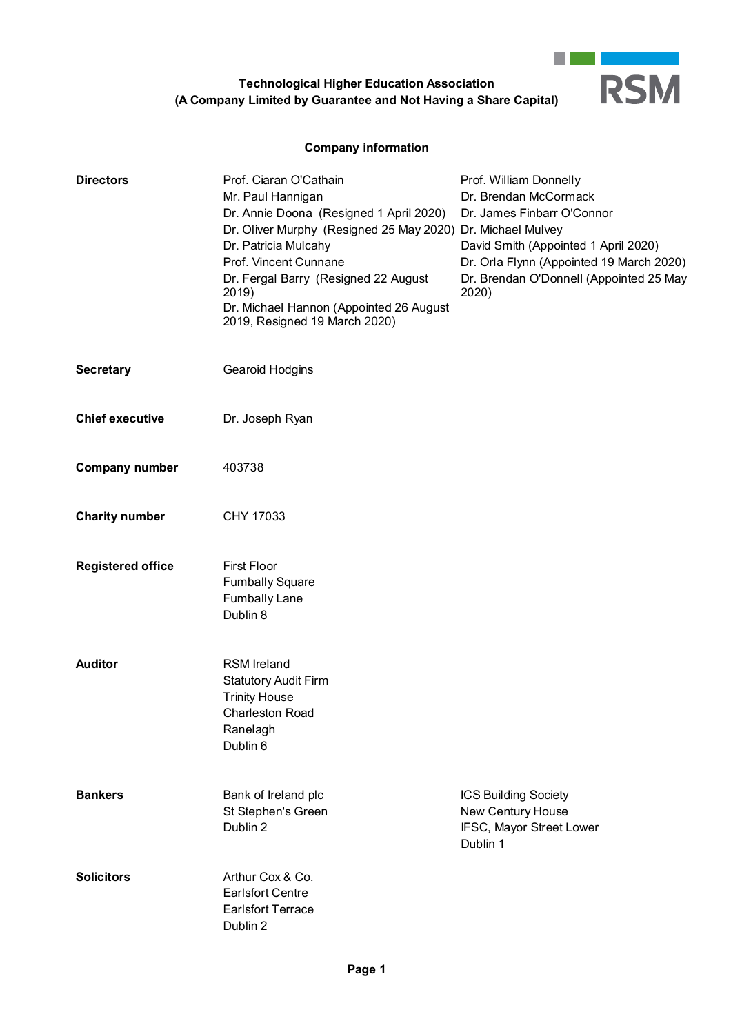**Technological Higher Education Association**
**(A Company Limited by Guarantee and Not Having a Share Capital)**

RSM

## Company information

**Directors**

Prof. Ciaran O'Cathain
Mr. Paul Hannigan
Dr. Annie Doona (Resigned 1 April 2020)
Dr. Oliver Murphy (Resigned 25 May 2020)
Dr. Patricia Mulcahy
Prof. Vincent Cunnane
Dr. Fergal Barry (Resigned 22 August 2019)
Dr. Michael Hannon (Appointed 26 August 2019, Resigned 19 March 2020)
Prof. William Donnelly
Dr. Brendan McCormack
Dr. James Finbarr O'Connor
Dr. Michael Mulvey
David Smith (Appointed 1 April 2020)
Dr. Orla Flynn (Appointed 19 March 2020)
Dr. Brendan O'Donnell (Appointed 25 May 2020)

**Secretary**

Gearoid Hodgins

**Chief executive**

Dr. Joseph Ryan

**Company number**

403738

**Charity number**

CHY 17033

**Registered office**

First Floor
Fumbally Square
Fumbally Lane
Dublin 8

**Auditor**

RSM Ireland
Statutory Audit Firm
Trinity House
Charleston Road
Ranelagh
Dublin 6

**Bankers**

Bank of Ireland plc
St Stephen's Green
Dublin 2

ICS Building Society
New Century House
IFSC, Mayor Street Lower
Dublin 1

**Solicitors**

Arthur Cox & Co.
Earlsfort Centre
Earlsfort Terrace
Dublin 2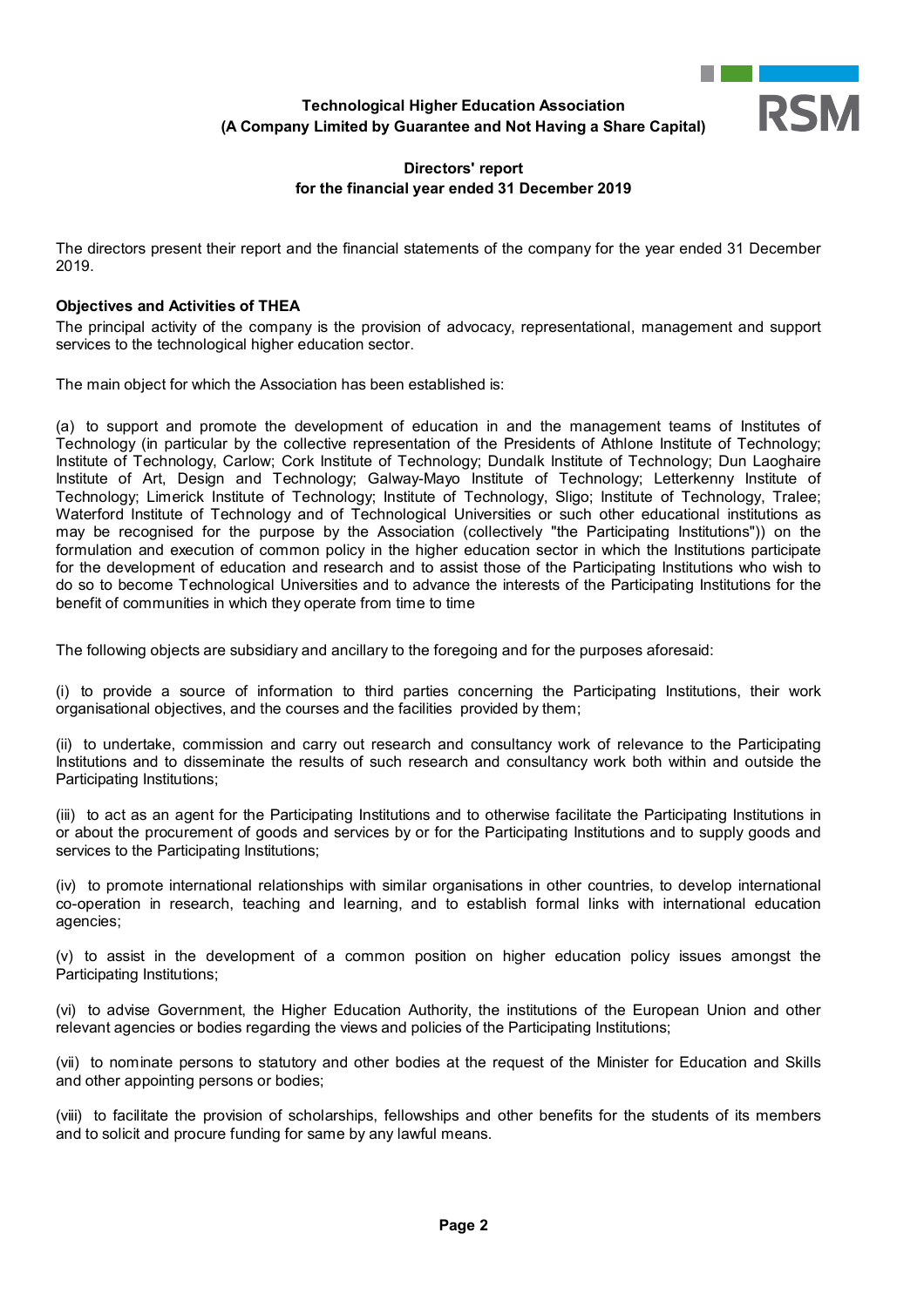**Technological Higher Education Association**
**(A Company Limited by Guarantee and Not Having a Share Capital)**

# Directors' report
## for the financial year ended 31 December 2019

The directors present their report and the financial statements of the company for the year ended 31 December 2019.

### Objectives and Activities of THEA

The principal activity of the company is the provision of advocacy, representational, management and support services to the technological higher education sector.

The main object for which the Association has been established is:

(a) to support and promote the development of education in and the management teams of Institutes of Technology (in particular by the collective representation of the Presidents of Athlone Institute of Technology; Institute of Technology, Carlow; Cork Institute of Technology; Dundalk Institute of Technology; Dun Laoghaire Institute of Art, Design and Technology; Galway-Mayo Institute of Technology; Letterkenny Institute of Technology; Limerick Institute of Technology; Institute of Technology, Sligo; Institute of Technology, Tralee; Waterford Institute of Technology and of Technological Universities or such other educational institutions as may be recognised for the purpose by the Association (collectively "the Participating Institutions")) on the formulation and execution of common policy in the higher education sector in which the Institutions participate for the development of education and research and to assist those of the Participating Institutions who wish to do so to become Technological Universities and to advance the interests of the Participating Institutions for the benefit of communities in which they operate from time to time

The following objects are subsidiary and ancillary to the foregoing and for the purposes aforesaid:

(i) to provide a source of information to third parties concerning the Participating Institutions, their work organisational objectives, and the courses and the facilities provided by them;

(ii) to undertake, commission and carry out research and consultancy work of relevance to the Participating Institutions and to disseminate the results of such research and consultancy work both within and outside the Participating Institutions;

(iii) to act as an agent for the Participating Institutions and to otherwise facilitate the Participating Institutions in or about the procurement of goods and services by or for the Participating Institutions and to supply goods and services to the Participating Institutions;

(iv) to promote international relationships with similar organisations in other countries, to develop international co-operation in research, teaching and learning, and to establish formal links with international education agencies;

(v) to assist in the development of a common position on higher education policy issues amongst the Participating Institutions;

(vi) to advise Government, the Higher Education Authority, the institutions of the European Union and other relevant agencies or bodies regarding the views and policies of the Participating Institutions;

(vii) to nominate persons to statutory and other bodies at the request of the Minister for Education and Skills and other appointing persons or bodies;

(viii) to facilitate the provision of scholarships, fellowships and other benefits for the students of its members and to solicit and procure funding for same by any lawful means.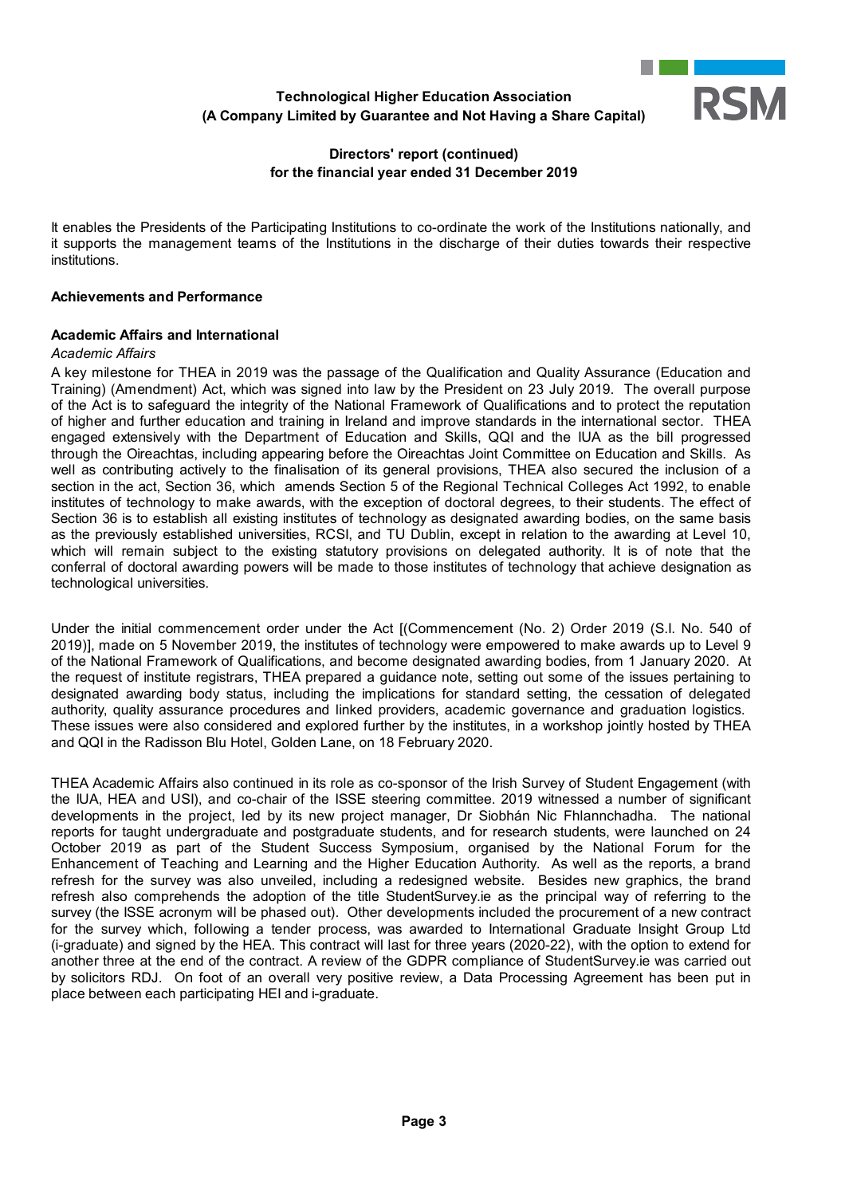It enables the Presidents of the Participating Institutions to co-ordinate the work of the Institutions nationally, and it supports the management teams of the Institutions in the discharge of their duties towards their respective institutions.

**Achievements and Performance**

**Academic Affairs and International**

*Academic Affairs*

A key milestone for THEA in 2019 was the passage of the Qualification and Quality Assurance (Education and Training) (Amendment) Act, which was signed into law by the President on 23 July 2019. The overall purpose of the Act is to safeguard the integrity of the National Framework of Qualifications and to protect the reputation of higher and further education and training in Ireland and improve standards in the international sector. THEA engaged extensively with the Department of Education and Skills, QQI and the IUA as the bill progressed through the Oireachtas, including appearing before the Oireachtas Joint Committee on Education and Skills. As well as contributing actively to the finalisation of its general provisions, THEA also secured the inclusion of a section in the act, Section 36, which amends Section 5 of the Regional Technical Colleges Act 1992, to enable institutes of technology to make awards, with the exception of doctoral degrees, to their students. The effect of Section 36 is to establish all existing institutes of technology as designated awarding bodies, on the same basis as the previously established universities, RCSI, and TU Dublin, except in relation to the awarding at Level 10, which will remain subject to the existing statutory provisions on delegated authority. It is of note that the conferral of doctoral awarding powers will be made to those institutes of technology that achieve designation as technological universities.

Under the initial commencement order under the Act [(Commencement (No. 2) Order 2019 (S.I. No. 540 of 2019)], made on 5 November 2019, the institutes of technology were empowered to make awards up to Level 9 of the National Framework of Qualifications, and become designated awarding bodies, from 1 January 2020. At the request of institute registrars, THEA prepared a guidance note, setting out some of the issues pertaining to designated awarding body status, including the implications for standard setting, the cessation of delegated authority, quality assurance procedures and linked providers, academic governance and graduation logistics. These issues were also considered and explored further by the institutes, in a workshop jointly hosted by THEA and QQI in the Radisson Blu Hotel, Golden Lane, on 18 February 2020.

THEA Academic Affairs also continued in its role as co-sponsor of the Irish Survey of Student Engagement (with the IUA, HEA and USI), and co-chair of the ISSE steering committee. 2019 witnessed a number of significant developments in the project, led by its new project manager, Dr Siobhán Nic Fhlannchadha. The national reports for taught undergraduate and postgraduate students, and for research students, were launched on 24 October 2019 as part of the Student Success Symposium, organised by the National Forum for the Enhancement of Teaching and Learning and the Higher Education Authority. As well as the reports, a brand refresh for the survey was also unveiled, including a redesigned website. Besides new graphics, the brand refresh also comprehends the adoption of the title StudentSurvey.ie as the principal way of referring to the survey (the ISSE acronym will be phased out). Other developments included the procurement of a new contract for the survey which, following a tender process, was awarded to International Graduate Insight Group Ltd (i-graduate) and signed by the HEA. This contract will last for three years (2020-22), with the option to extend for another three at the end of the contract. A review of the GDPR compliance of StudentSurvey.ie was carried out by solicitors RDJ. On foot of an overall very positive review, a Data Processing Agreement has been put in place between each participating HEI and i-graduate.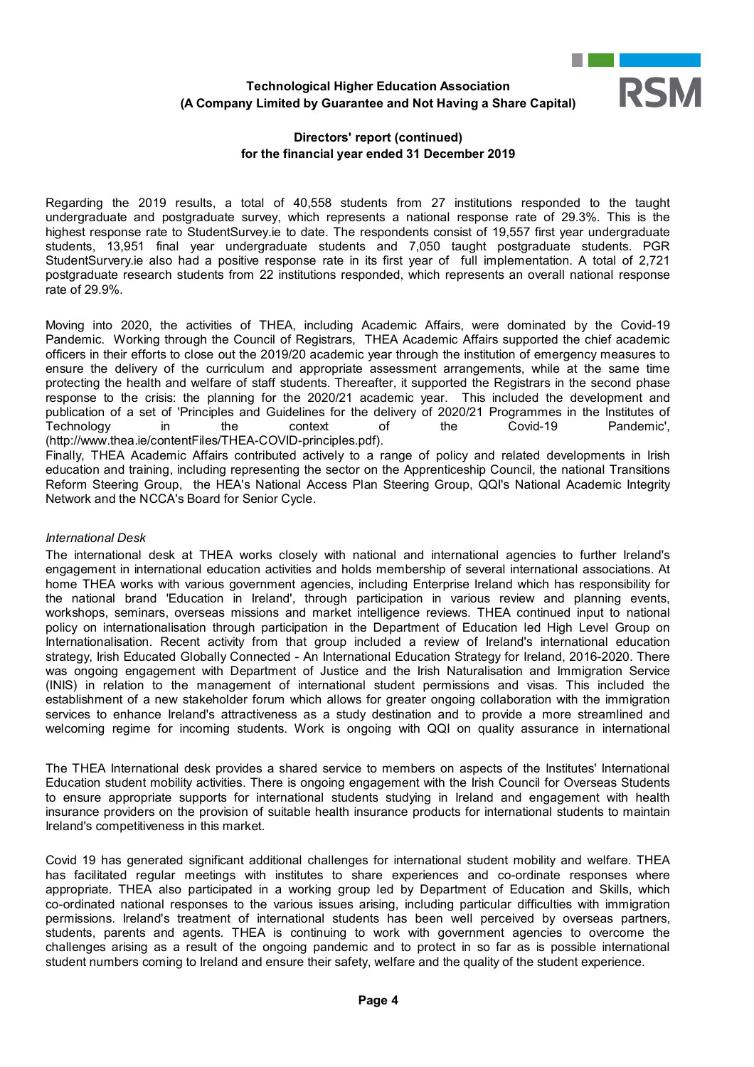Regarding the 2019 results, a total of 40,558 students from 27 institutions responded to the taught undergraduate and postgraduate survey, which represents a national response rate of 29.3%. This is the highest response rate to StudentSurvey.ie to date. The respondents consist of 19,557 first year undergraduate students, 13,951 final year undergraduate students and 7,050 taught postgraduate students. PGR StudentSurvery.ie also had a positive response rate in its first year of full implementation. A total of 2,721 postgraduate research students from 22 institutions responded, which represents an overall national response rate of 29.9%.

Moving into 2020, the activities of THEA, including Academic Affairs, were dominated by the Covid-19 Pandemic. Working through the Council of Registrars, THEA Academic Affairs supported the chief academic officers in their efforts to close out the 2019/20 academic year through the institution of emergency measures to ensure the delivery of the curriculum and appropriate assessment arrangements, while at the same time protecting the health and welfare of staff students. Thereafter, it supported the Registrars in the second phase response to the crisis: the planning for the 2020/21 academic year. This included the development and publication of a set of 'Principles and Guidelines for the delivery of 2020/21 Programmes in the Institutes of Technology in the context of the Covid-19 Pandemic', (http://www.thea.ie/contentFiles/THEA-COVID-principles.pdf).

Finally, THEA Academic Affairs contributed actively to a range of policy and related developments in Irish education and training, including representing the sector on the Apprenticeship Council, the national Transitions Reform Steering Group, the HEA's National Access Plan Steering Group, QQI's National Academic Integrity Network and the NCCA's Board for Senior Cycle.

*International Desk*

The international desk at THEA works closely with national and international agencies to further Ireland's engagement in international education activities and holds membership of several international associations. At home THEA works with various government agencies, including Enterprise Ireland which has responsibility for the national brand 'Education in Ireland', through participation in various review and planning events, workshops, seminars, overseas missions and market intelligence reviews. THEA continued input to national policy on internationalisation through participation in the Department of Education led High Level Group on Internationalisation. Recent activity from that group included a review of Ireland's international education strategy, Irish Educated Globally Connected - An International Education Strategy for Ireland, 2016-2020. There was ongoing engagement with Department of Justice and the Irish Naturalisation and Immigration Service (INIS) in relation to the management of international student permissions and visas. This included the establishment of a new stakeholder forum which allows for greater ongoing collaboration with the immigration services to enhance Ireland's attractiveness as a study destination and to provide a more streamlined and welcoming regime for incoming students. Work is ongoing with QQI on quality assurance in international

The THEA International desk provides a shared service to members on aspects of the Institutes' International Education student mobility activities. There is ongoing engagement with the Irish Council for Overseas Students to ensure appropriate supports for international students studying in Ireland and engagement with health insurance providers on the provision of suitable health insurance products for international students to maintain Ireland's competitiveness in this market.

Covid 19 has generated significant additional challenges for international student mobility and welfare. THEA has facilitated regular meetings with institutes to share experiences and co-ordinate responses where appropriate. THEA also participated in a working group led by Department of Education and Skills, which co-ordinated national responses to the various issues arising, including particular difficulties with immigration permissions. Ireland's treatment of international students has been well perceived by overseas partners, students, parents and agents. THEA is continuing to work with government agencies to overcome the challenges arising as a result of the ongoing pandemic and to protect in so far as is possible international student numbers coming to Ireland and ensure their safety, welfare and the quality of the student experience.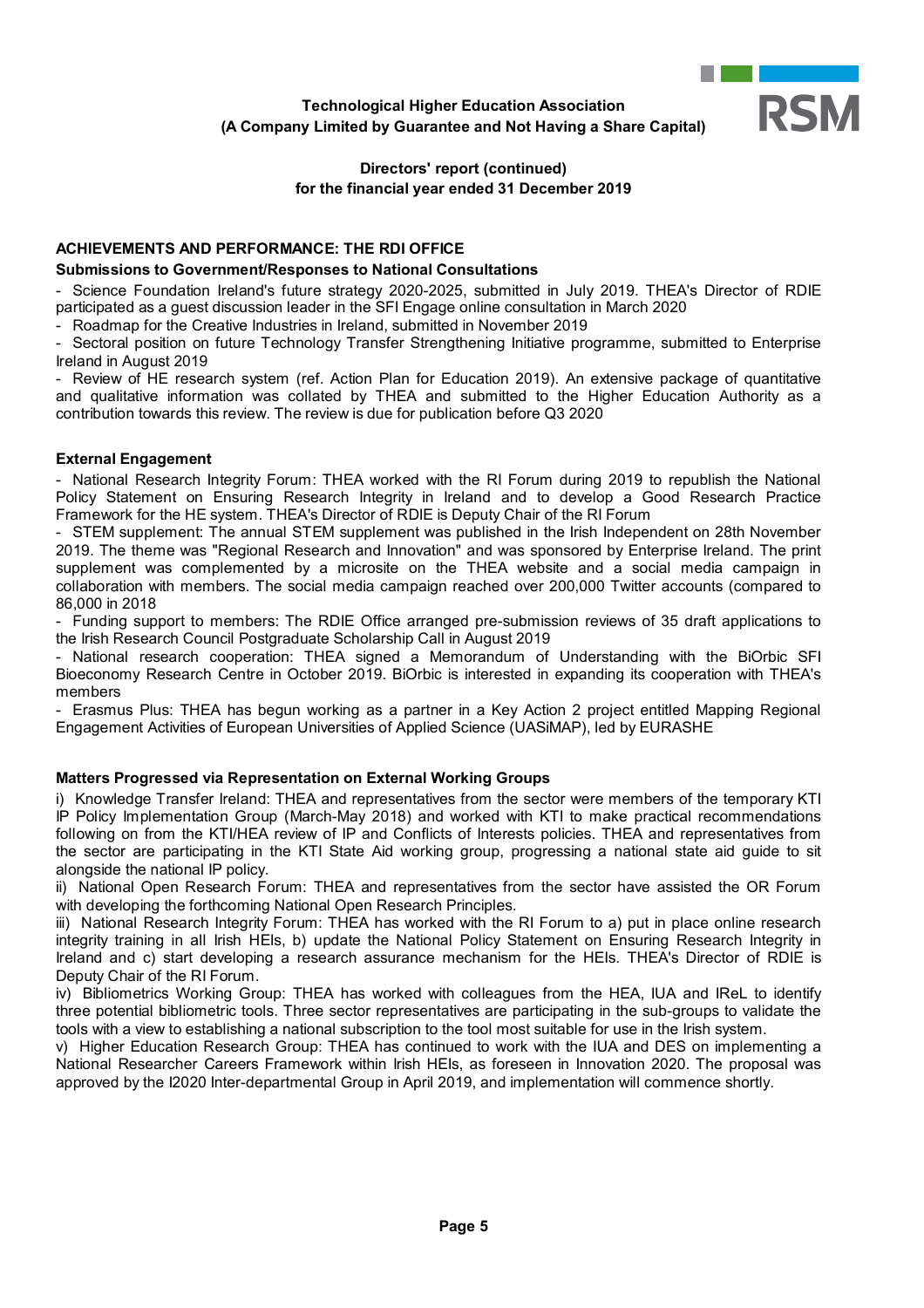## ACHIEVEMENTS AND PERFORMANCE: THE RDI OFFICE

### Submissions to Government/Responses to National Consultations

- Science Foundation Ireland's future strategy 2020-2025, submitted in July 2019. THEA's Director of RDIE participated as a guest discussion leader in the SFI Engage online consultation in March 2020
- Roadmap for the Creative Industries in Ireland, submitted in November 2019
- Sectoral position on future Technology Transfer Strengthening Initiative programme, submitted to Enterprise Ireland in August 2019
- Review of HE research system (ref. Action Plan for Education 2019). An extensive package of quantitative and qualitative information was collated by THEA and submitted to the Higher Education Authority as a contribution towards this review. The review is due for publication before Q3 2020

### External Engagement

- National Research Integrity Forum: THEA worked with the RI Forum during 2019 to republish the National Policy Statement on Ensuring Research Integrity in Ireland and to develop a Good Research Practice Framework for the HE system. THEA's Director of RDIE is Deputy Chair of the RI Forum
- STEM supplement: The annual STEM supplement was published in the Irish Independent on 28th November 2019. The theme was "Regional Research and Innovation" and was sponsored by Enterprise Ireland. The print supplement was complemented by a microsite on the THEA website and a social media campaign in collaboration with members. The social media campaign reached over 200,000 Twitter accounts (compared to 86,000 in 2018
- Funding support to members: The RDIE Office arranged pre-submission reviews of 35 draft applications to the Irish Research Council Postgraduate Scholarship Call in August 2019
- National research cooperation: THEA signed a Memorandum of Understanding with the BiOrbic SFI Bioeconomy Research Centre in October 2019. BiOrbic is interested in expanding its cooperation with THEA's members
- Erasmus Plus: THEA has begun working as a partner in a Key Action 2 project entitled Mapping Regional Engagement Activities of European Universities of Applied Science (UASiMAP), led by EURASHE

### Matters Progressed via Representation on External Working Groups

i) Knowledge Transfer Ireland: THEA and representatives from the sector were members of the temporary KTI IP Policy Implementation Group (March-May 2018) and worked with KTI to make practical recommendations following on from the KTI/HEA review of IP and Conflicts of Interests policies. THEA and representatives from the sector are participating in the KTI State Aid working group, progressing a national state aid guide to sit alongside the national IP policy.

ii) National Open Research Forum: THEA and representatives from the sector have assisted the OR Forum with developing the forthcoming National Open Research Principles.

iii) National Research Integrity Forum: THEA has worked with the RI Forum to a) put in place online research integrity training in all Irish HEIs, b) update the National Policy Statement on Ensuring Research Integrity in Ireland and c) start developing a research assurance mechanism for the HEIs. THEA's Director of RDIE is Deputy Chair of the RI Forum.

iv) Bibliometrics Working Group: THEA has worked with colleagues from the HEA, IUA and IReL to identify three potential bibliometric tools. Three sector representatives are participating in the sub-groups to validate the tools with a view to establishing a national subscription to the tool most suitable for use in the Irish system.

v) Higher Education Research Group: THEA has continued to work with the IUA and DES on implementing a National Researcher Careers Framework within Irish HEIs, as foreseen in Innovation 2020. The proposal was approved by the I2020 Inter-departmental Group in April 2019, and implementation will commence shortly.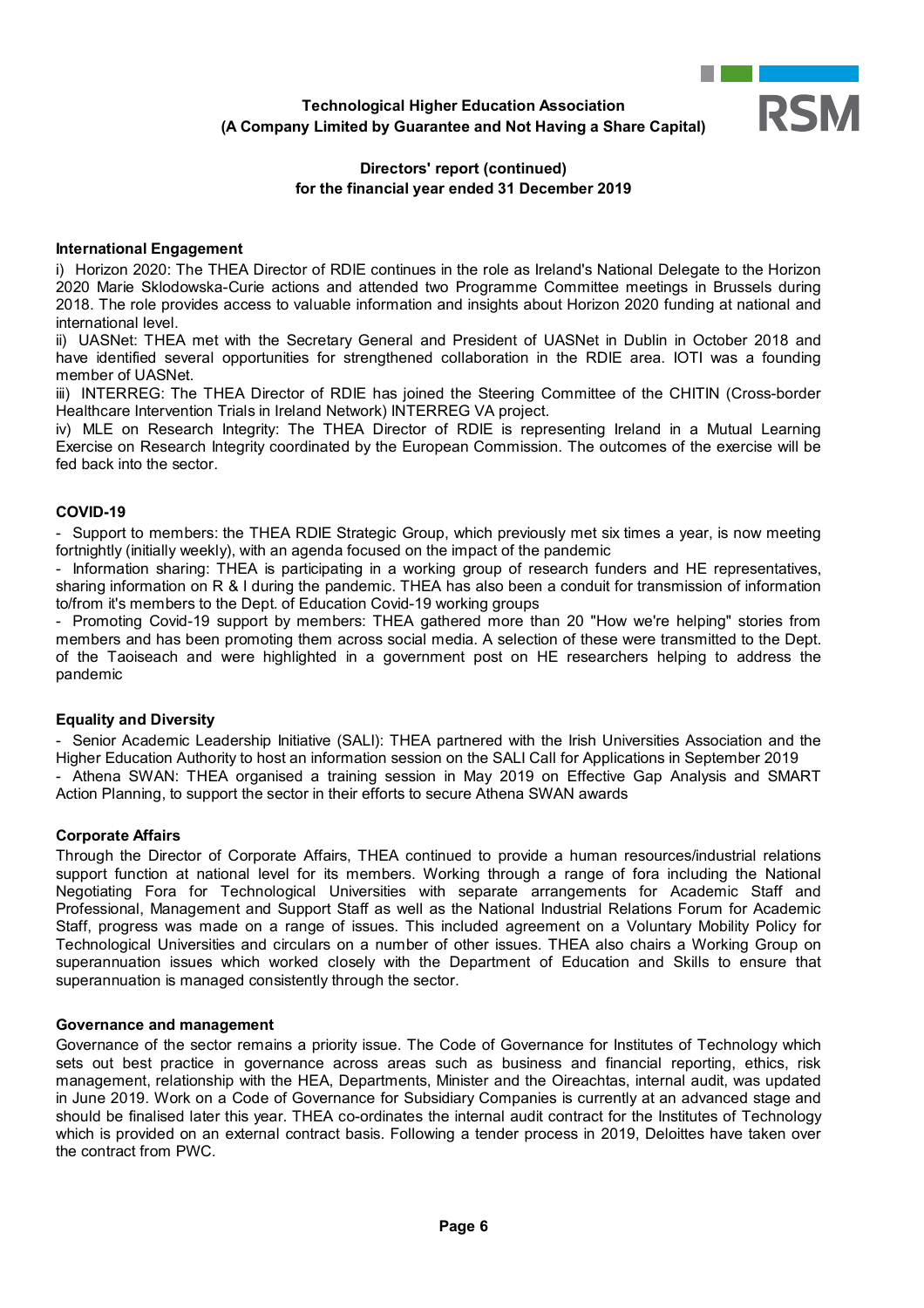### International Engagement

i) Horizon 2020: The THEA Director of RDIE continues in the role as Ireland's National Delegate to the Horizon 2020 Marie Sklodowska-Curie actions and attended two Programme Committee meetings in Brussels during 2018. The role provides access to valuable information and insights about Horizon 2020 funding at national and international level.
ii) UASNet: THEA met with the Secretary General and President of UASNet in Dublin in October 2018 and have identified several opportunities for strengthened collaboration in the RDIE area. IOTI was a founding member of UASNet.
iii) INTERREG: The THEA Director of RDIE has joined the Steering Committee of the CHITIN (Cross-border Healthcare Intervention Trials in Ireland Network) INTERREG VA project.
iv) MLE on Research Integrity: The THEA Director of RDIE is representing Ireland in a Mutual Learning Exercise on Research Integrity coordinated by the European Commission. The outcomes of the exercise will be fed back into the sector.

### COVID-19

- Support to members: the THEA RDIE Strategic Group, which previously met six times a year, is now meeting fortnightly (initially weekly), with an agenda focused on the impact of the pandemic
- Information sharing: THEA is participating in a working group of research funders and HE representatives, sharing information on R & I during the pandemic. THEA has also been a conduit for transmission of information to/from it's members to the Dept. of Education Covid-19 working groups
- Promoting Covid-19 support by members: THEA gathered more than 20 "How we're helping" stories from members and has been promoting them across social media. A selection of these were transmitted to the Dept. of the Taoiseach and were highlighted in a government post on HE researchers helping to address the pandemic

### Equality and Diversity

- Senior Academic Leadership Initiative (SALI): THEA partnered with the Irish Universities Association and the Higher Education Authority to host an information session on the SALI Call for Applications in September 2019
- Athena SWAN: THEA organised a training session in May 2019 on Effective Gap Analysis and SMART Action Planning, to support the sector in their efforts to secure Athena SWAN awards

### Corporate Affairs

Through the Director of Corporate Affairs, THEA continued to provide a human resources/industrial relations support function at national level for its members. Working through a range of fora including the National Negotiating Fora for Technological Universities with separate arrangements for Academic Staff and Professional, Management and Support Staff as well as the National Industrial Relations Forum for Academic Staff, progress was made on a range of issues. This included agreement on a Voluntary Mobility Policy for Technological Universities and circulars on a number of other issues. THEA also chairs a Working Group on superannuation issues which worked closely with the Department of Education and Skills to ensure that superannuation is managed consistently through the sector.

### Governance and management

Governance of the sector remains a priority issue. The Code of Governance for Institutes of Technology which sets out best practice in governance across areas such as business and financial reporting, ethics, risk management, relationship with the HEA, Departments, Minister and the Oireachtas, internal audit, was updated in June 2019. Work on a Code of Governance for Subsidiary Companies is currently at an advanced stage and should be finalised later this year. THEA co-ordinates the internal audit contract for the Institutes of Technology which is provided on an external contract basis. Following a tender process in 2019, Deloittes have taken over the contract from PWC.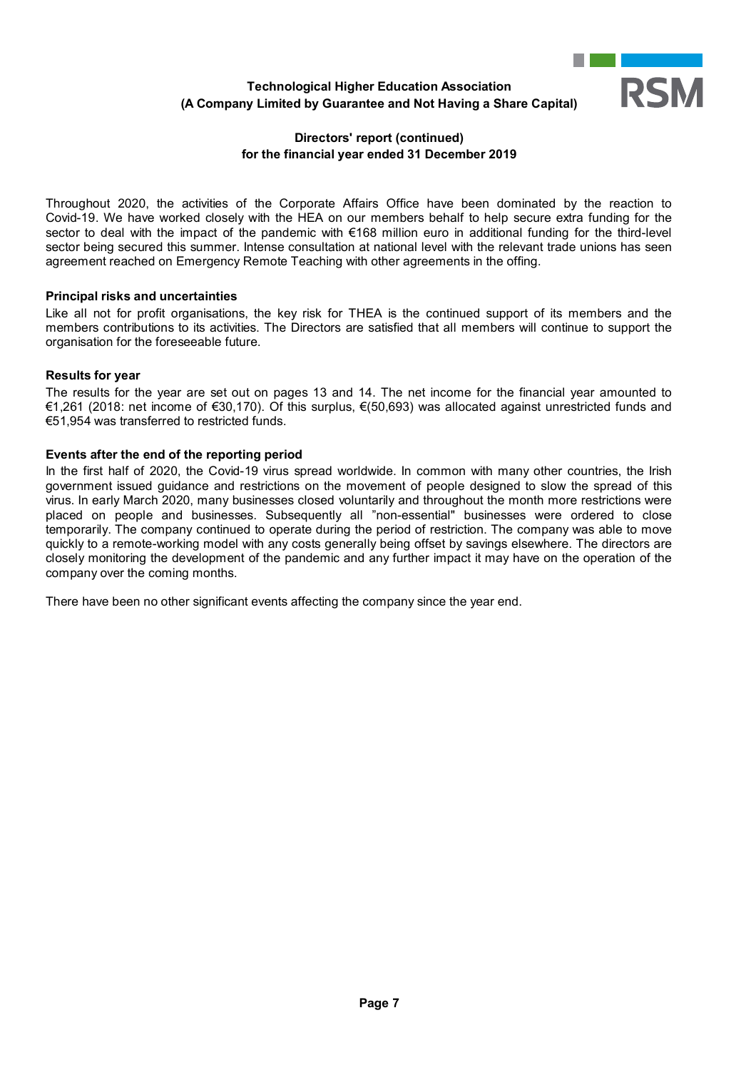Throughout 2020, the activities of the Corporate Affairs Office have been dominated by the reaction to Covid-19. We have worked closely with the HEA on our members behalf to help secure extra funding for the sector to deal with the impact of the pandemic with €168 million euro in additional funding for the third-level sector being secured this summer. Intense consultation at national level with the relevant trade unions has seen agreement reached on Emergency Remote Teaching with other agreements in the offing.

#### Principal risks and uncertainties

Like all not for profit organisations, the key risk for THEA is the continued support of its members and the members contributions to its activities. The Directors are satisfied that all members will continue to support the organisation for the foreseeable future.

#### Results for year

The results for the year are set out on pages 13 and 14. The net income for the financial year amounted to €1,261 (2018: net income of €30,170). Of this surplus, €(50,693) was allocated against unrestricted funds and €51,954 was transferred to restricted funds.

#### Events after the end of the reporting period

In the first half of 2020, the Covid-19 virus spread worldwide. In common with many other countries, the Irish government issued guidance and restrictions on the movement of people designed to slow the spread of this virus. In early March 2020, many businesses closed voluntarily and throughout the month more restrictions were placed on people and businesses. Subsequently all "non-essential" businesses were ordered to close temporarily. The company continued to operate during the period of restriction. The company was able to move quickly to a remote-working model with any costs generally being offset by savings elsewhere. The directors are closely monitoring the development of the pandemic and any further impact it may have on the operation of the company over the coming months.

There have been no other significant events affecting the company since the year end.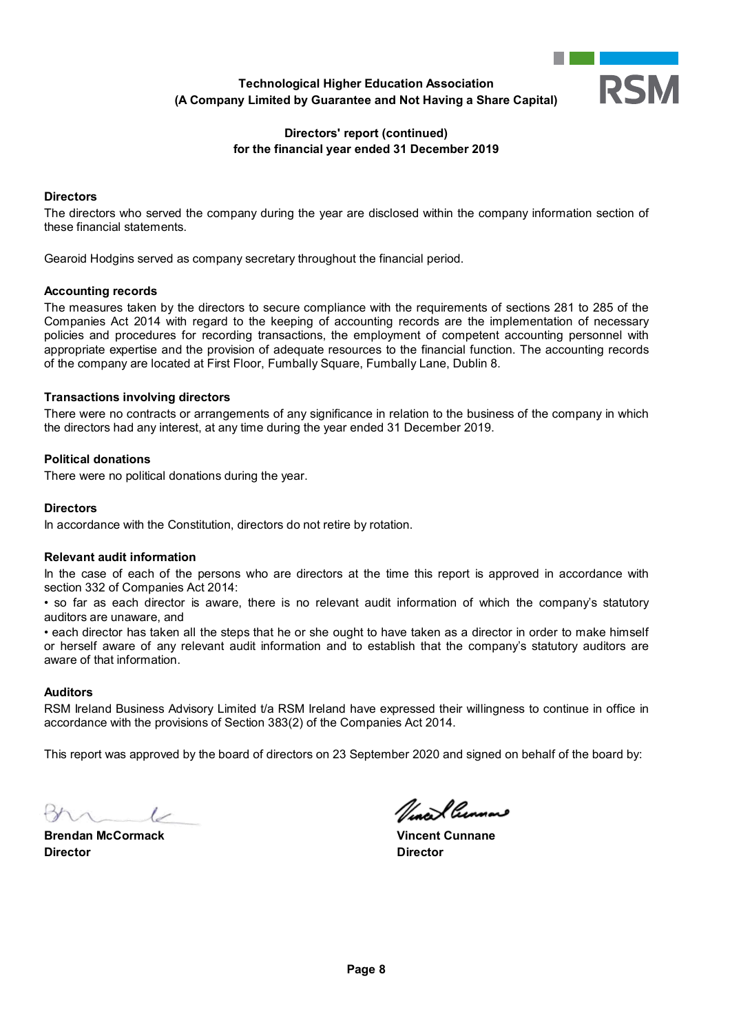Technological Higher Education Association
(A Company Limited by Guarantee and Not Having a Share Capital)

## Directors' report (continued)
## for the financial year ended 31 December 2019

### Directors

The directors who served the company during the year are disclosed within the company information section of these financial statements.

Gearoid Hodgins served as company secretary throughout the financial period.

### Accounting records

The measures taken by the directors to secure compliance with the requirements of sections 281 to 285 of the Companies Act 2014 with regard to the keeping of accounting records are the implementation of necessary policies and procedures for recording transactions, the employment of competent accounting personnel with appropriate expertise and the provision of adequate resources to the financial function. The accounting records of the company are located at First Floor, Fumbally Square, Fumbally Lane, Dublin 8.

### Transactions involving directors

There were no contracts or arrangements of any significance in relation to the business of the company in which the directors had any interest, at any time during the year ended 31 December 2019.

### Political donations

There were no political donations during the year.

### Directors

In accordance with the Constitution, directors do not retire by rotation.

### Relevant audit information

In the case of each of the persons who are directors at the time this report is approved in accordance with section 332 of Companies Act 2014:

• so far as each director is aware, there is no relevant audit information of which the company's statutory auditors are unaware, and

• each director has taken all the steps that he or she ought to have taken as a director in order to make himself or herself aware of any relevant audit information and to establish that the company's statutory auditors are aware of that information.

### Auditors

RSM Ireland Business Advisory Limited t/a RSM Ireland have expressed their willingness to continue in office in accordance with the provisions of Section 383(2) of the Companies Act 2014.

This report was approved by the board of directors on 23 September 2020 and signed on behalf of the board by:

| | |
|---|---|
| **Brendan McCormack** | **Vincent Cunnane** |
| **Director** | **Director** |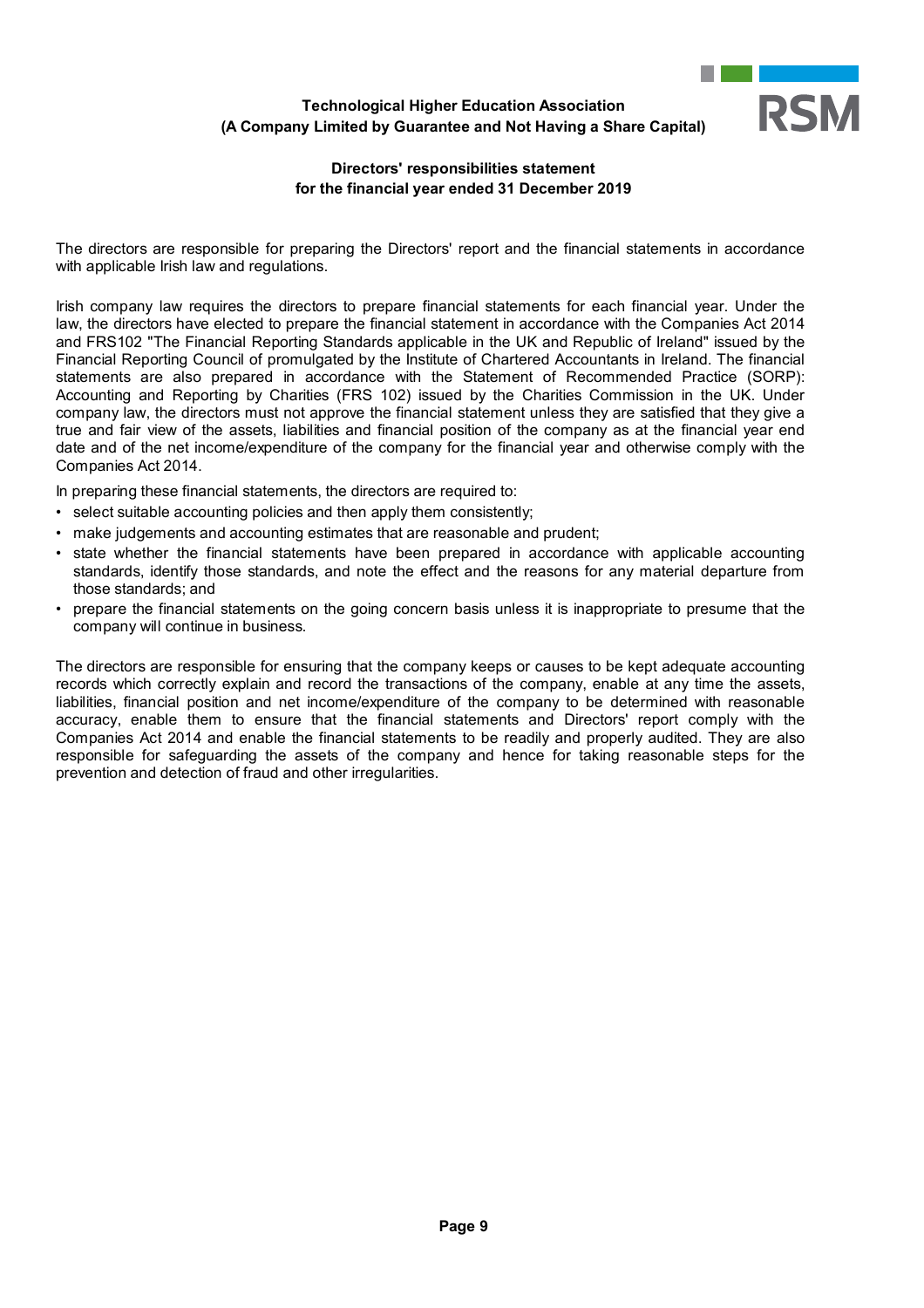**Technological Higher Education Association**
**(A Company Limited by Guarantee and Not Having a Share Capital)**

## Directors' responsibilities statement
## for the financial year ended 31 December 2019

The directors are responsible for preparing the Directors' report and the financial statements in accordance with applicable Irish law and regulations.

Irish company law requires the directors to prepare financial statements for each financial year. Under the law, the directors have elected to prepare the financial statement in accordance with the Companies Act 2014 and FRS102 "The Financial Reporting Standards applicable in the UK and Republic of Ireland" issued by the Financial Reporting Council of promulgated by the Institute of Chartered Accountants in Ireland. The financial statements are also prepared in accordance with the Statement of Recommended Practice (SORP): Accounting and Reporting by Charities (FRS 102) issued by the Charities Commission in the UK. Under company law, the directors must not approve the financial statement unless they are satisfied that they give a true and fair view of the assets, liabilities and financial position of the company as at the financial year end date and of the net income/expenditure of the company for the financial year and otherwise comply with the Companies Act 2014.

In preparing these financial statements, the directors are required to:

- select suitable accounting policies and then apply them consistently;
- make judgements and accounting estimates that are reasonable and prudent;
- state whether the financial statements have been prepared in accordance with applicable accounting standards, identify those standards, and note the effect and the reasons for any material departure from those standards; and
- prepare the financial statements on the going concern basis unless it is inappropriate to presume that the company will continue in business.

The directors are responsible for ensuring that the company keeps or causes to be kept adequate accounting records which correctly explain and record the transactions of the company, enable at any time the assets, liabilities, financial position and net income/expenditure of the company to be determined with reasonable accuracy, enable them to ensure that the financial statements and Directors' report comply with the Companies Act 2014 and enable the financial statements to be readily and properly audited. They are also responsible for safeguarding the assets of the company and hence for taking reasonable steps for the prevention and detection of fraud and other irregularities.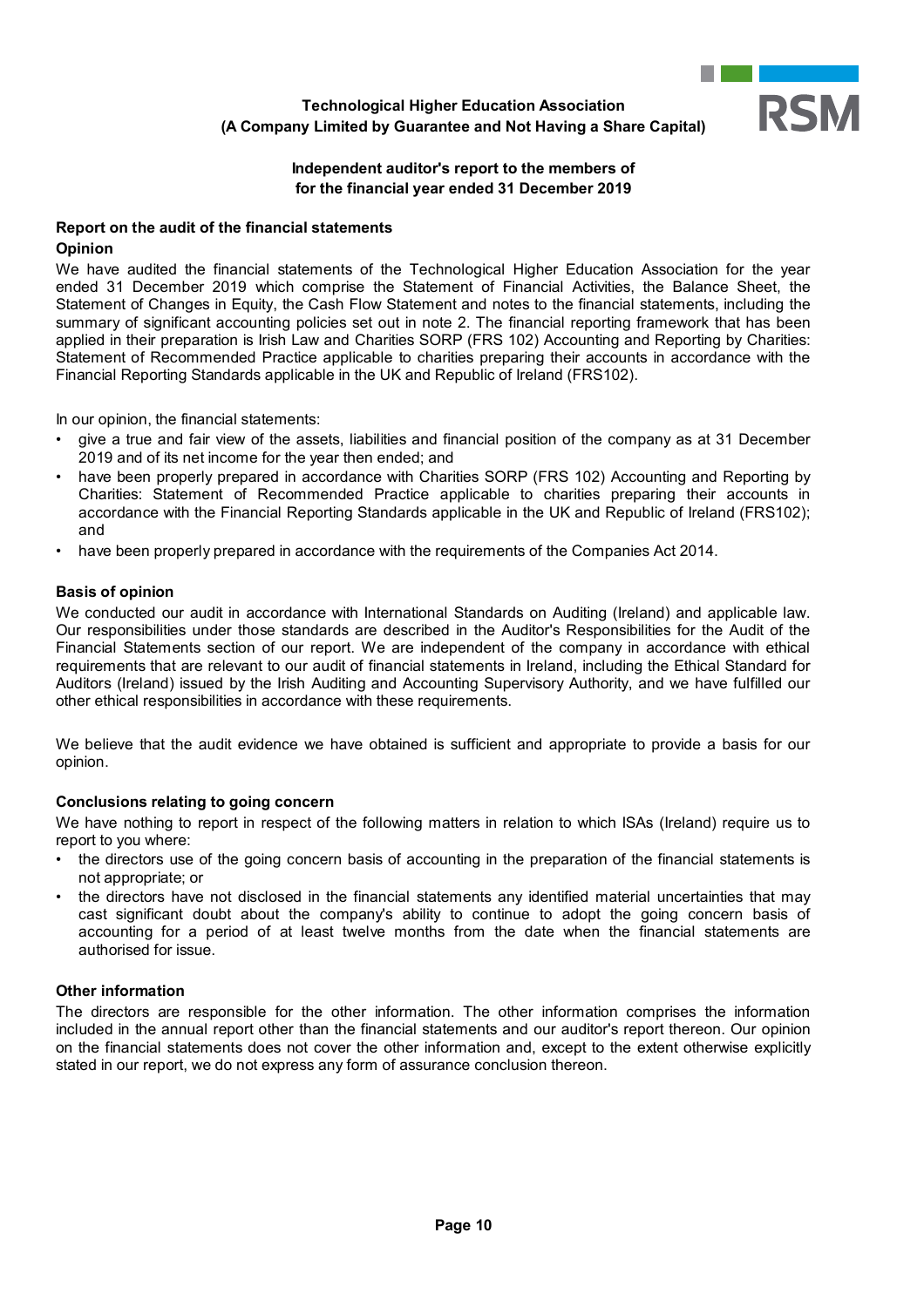**Technological Higher Education Association**
**(A Company Limited by Guarantee and Not Having a Share Capital)**

**Independent auditor's report to the members of**
**for the financial year ended 31 December 2019**

## Report on the audit of the financial statements

### Opinion

We have audited the financial statements of the Technological Higher Education Association for the year ended 31 December 2019 which comprise the Statement of Financial Activities, the Balance Sheet, the Statement of Changes in Equity, the Cash Flow Statement and notes to the financial statements, including the summary of significant accounting policies set out in note 2. The financial reporting framework that has been applied in their preparation is Irish Law and Charities SORP (FRS 102) Accounting and Reporting by Charities: Statement of Recommended Practice applicable to charities preparing their accounts in accordance with the Financial Reporting Standards applicable in the UK and Republic of Ireland (FRS102).

In our opinion, the financial statements:

- give a true and fair view of the assets, liabilities and financial position of the company as at 31 December 2019 and of its net income for the year then ended; and
- have been properly prepared in accordance with Charities SORP (FRS 102) Accounting and Reporting by Charities: Statement of Recommended Practice applicable to charities preparing their accounts in accordance with the Financial Reporting Standards applicable in the UK and Republic of Ireland (FRS102); and
- have been properly prepared in accordance with the requirements of the Companies Act 2014.

### Basis of opinion

We conducted our audit in accordance with International Standards on Auditing (Ireland) and applicable law. Our responsibilities under those standards are described in the Auditor's Responsibilities for the Audit of the Financial Statements section of our report. We are independent of the company in accordance with ethical requirements that are relevant to our audit of financial statements in Ireland, including the Ethical Standard for Auditors (Ireland) issued by the Irish Auditing and Accounting Supervisory Authority, and we have fulfilled our other ethical responsibilities in accordance with these requirements.

We believe that the audit evidence we have obtained is sufficient and appropriate to provide a basis for our opinion.

### Conclusions relating to going concern

We have nothing to report in respect of the following matters in relation to which ISAs (Ireland) require us to report to you where:

- the directors use of the going concern basis of accounting in the preparation of the financial statements is not appropriate; or
- the directors have not disclosed in the financial statements any identified material uncertainties that may cast significant doubt about the company's ability to continue to adopt the going concern basis of accounting for a period of at least twelve months from the date when the financial statements are authorised for issue.

### Other information

The directors are responsible for the other information. The other information comprises the information included in the annual report other than the financial statements and our auditor's report thereon. Our opinion on the financial statements does not cover the other information and, except to the extent otherwise explicitly stated in our report, we do not express any form of assurance conclusion thereon.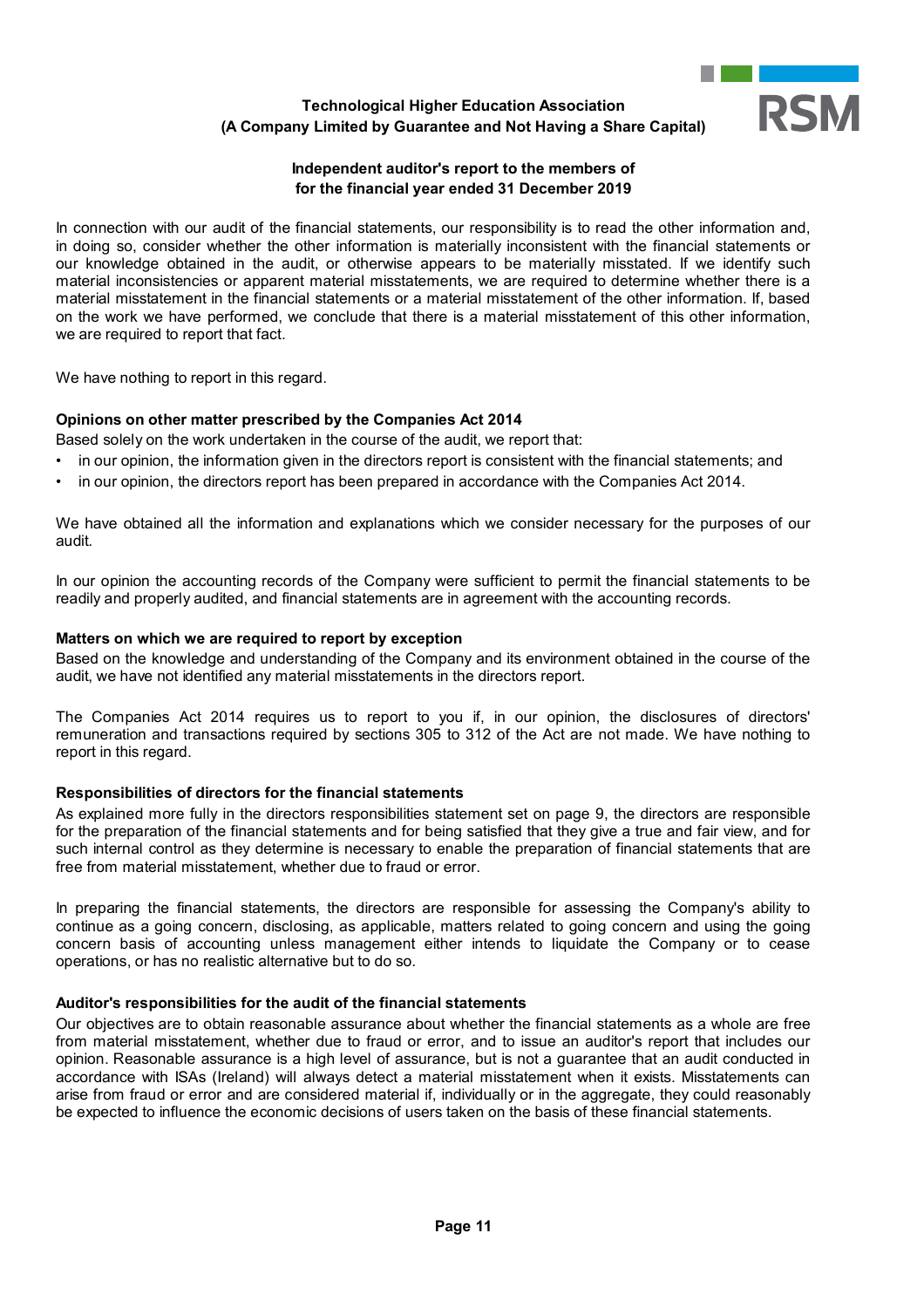In connection with our audit of the financial statements, our responsibility is to read the other information and, in doing so, consider whether the other information is materially inconsistent with the financial statements or our knowledge obtained in the audit, or otherwise appears to be materially misstated. If we identify such material inconsistencies or apparent material misstatements, we are required to determine whether there is a material misstatement in the financial statements or a material misstatement of the other information. If, based on the work we have performed, we conclude that there is a material misstatement of this other information, we are required to report that fact.

We have nothing to report in this regard.

**Opinions on other matter prescribed by the Companies Act 2014**

Based solely on the work undertaken in the course of the audit, we report that:

- in our opinion, the information given in the directors report is consistent with the financial statements; and
- in our opinion, the directors report has been prepared in accordance with the Companies Act 2014.

We have obtained all the information and explanations which we consider necessary for the purposes of our audit.

In our opinion the accounting records of the Company were sufficient to permit the financial statements to be readily and properly audited, and financial statements are in agreement with the accounting records.

**Matters on which we are required to report by exception**

Based on the knowledge and understanding of the Company and its environment obtained in the course of the audit, we have not identified any material misstatements in the directors report.

The Companies Act 2014 requires us to report to you if, in our opinion, the disclosures of directors' remuneration and transactions required by sections 305 to 312 of the Act are not made. We have nothing to report in this regard.

**Responsibilities of directors for the financial statements**

As explained more fully in the directors responsibilities statement set on page 9, the directors are responsible for the preparation of the financial statements and for being satisfied that they give a true and fair view, and for such internal control as they determine is necessary to enable the preparation of financial statements that are free from material misstatement, whether due to fraud or error.

In preparing the financial statements, the directors are responsible for assessing the Company's ability to continue as a going concern, disclosing, as applicable, matters related to going concern and using the going concern basis of accounting unless management either intends to liquidate the Company or to cease operations, or has no realistic alternative but to do so.

**Auditor's responsibilities for the audit of the financial statements**

Our objectives are to obtain reasonable assurance about whether the financial statements as a whole are free from material misstatement, whether due to fraud or error, and to issue an auditor's report that includes our opinion. Reasonable assurance is a high level of assurance, but is not a guarantee that an audit conducted in accordance with ISAs (Ireland) will always detect a material misstatement when it exists. Misstatements can arise from fraud or error and are considered material if, individually or in the aggregate, they could reasonably be expected to influence the economic decisions of users taken on the basis of these financial statements.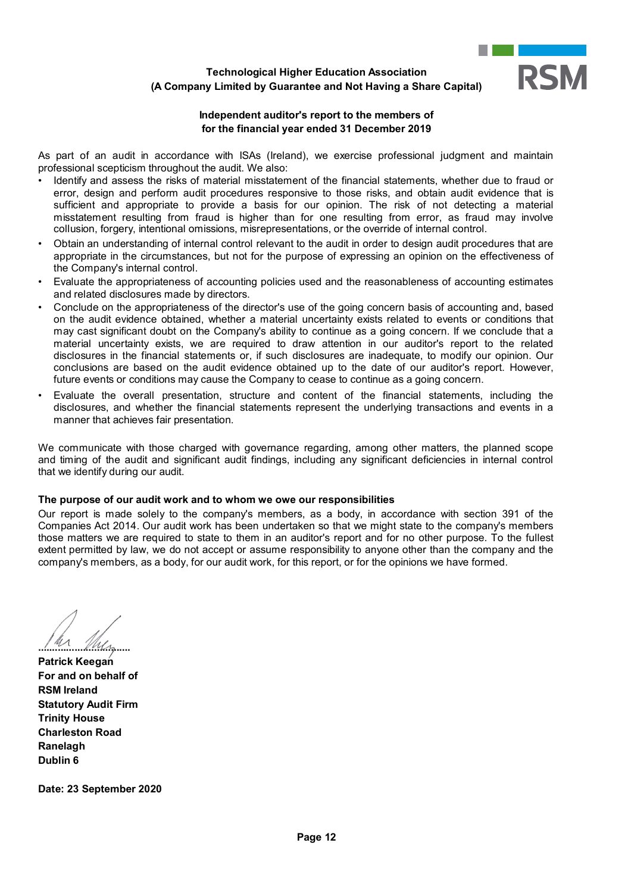**Technological Higher Education Association**
**(A Company Limited by Guarantee and Not Having a Share Capital)**

**Independent auditor's report to the members of**
**for the financial year ended 31 December 2019**

As part of an audit in accordance with ISAs (Ireland), we exercise professional judgment and maintain professional scepticism throughout the audit. We also:

- Identify and assess the risks of material misstatement of the financial statements, whether due to fraud or error, design and perform audit procedures responsive to those risks, and obtain audit evidence that is sufficient and appropriate to provide a basis for our opinion. The risk of not detecting a material misstatement resulting from fraud is higher than for one resulting from error, as fraud may involve collusion, forgery, intentional omissions, misrepresentations, or the override of internal control.
- Obtain an understanding of internal control relevant to the audit in order to design audit procedures that are appropriate in the circumstances, but not for the purpose of expressing an opinion on the effectiveness of the Company's internal control.
- Evaluate the appropriateness of accounting policies used and the reasonableness of accounting estimates and related disclosures made by directors.
- Conclude on the appropriateness of the director's use of the going concern basis of accounting and, based on the audit evidence obtained, whether a material uncertainty exists related to events or conditions that may cast significant doubt on the Company's ability to continue as a going concern. If we conclude that a material uncertainty exists, we are required to draw attention in our auditor's report to the related disclosures in the financial statements or, if such disclosures are inadequate, to modify our opinion. Our conclusions are based on the audit evidence obtained up to the date of our auditor's report. However, future events or conditions may cause the Company to cease to continue as a going concern.
- Evaluate the overall presentation, structure and content of the financial statements, including the disclosures, and whether the financial statements represent the underlying transactions and events in a manner that achieves fair presentation.

We communicate with those charged with governance regarding, among other matters, the planned scope and timing of the audit and significant audit findings, including any significant deficiencies in internal control that we identify during our audit.

**The purpose of our audit work and to whom we owe our responsibilities**

Our report is made solely to the company's members, as a body, in accordance with section 391 of the Companies Act 2014. Our audit work has been undertaken so that we might state to the company's members those matters we are required to state to them in an auditor's report and for no other purpose. To the fullest extent permitted by law, we do not accept or assume responsibility to anyone other than the company and the company's members, as a body, for our audit work, for this report, or for the opinions we have formed.

..............................

**Patrick Keegan**
**For and on behalf of**
**RSM Ireland**
**Statutory Audit Firm**
**Trinity House**
**Charleston Road**
**Ranelagh**
**Dublin 6**

**Date: 23 September 2020**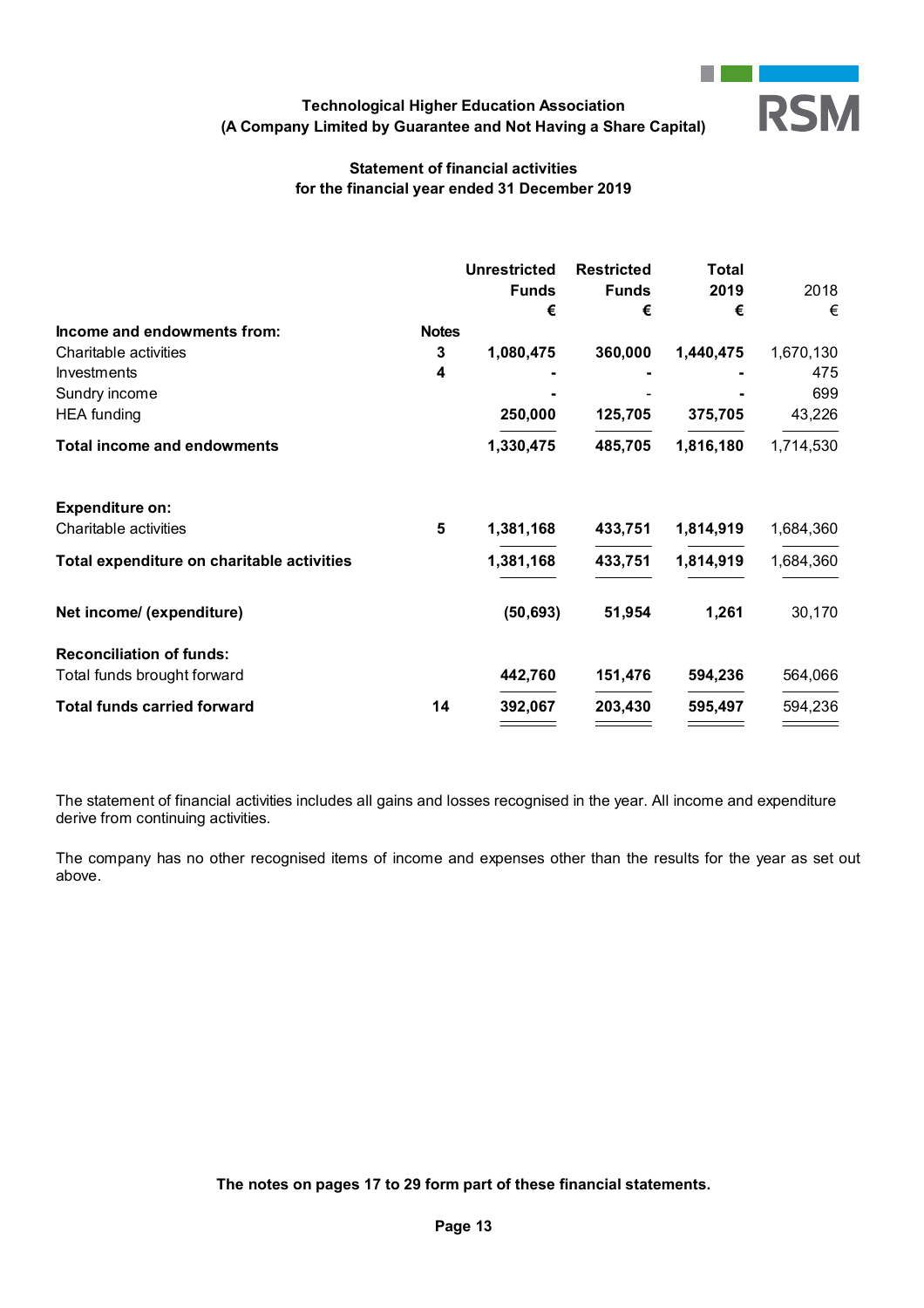**Technological Higher Education Association**
**(A Company Limited by Guarantee and Not Having a Share Capital)**

## Statement of financial activities
### for the financial year ended 31 December 2019

| | Notes | Unrestricted Funds € | Restricted Funds € | Total 2019 € | 2018 € |
|---|---|---|---|---|---|
| **Income and endowments from:** | | | | | |
| Charitable activities | 3 | 1,080,475 | 360,000 | 1,440,475 | 1,670,130 |
| Investments | 4 | - | - | - | 475 |
| Sundry income | | - | - | - | 699 |
| HEA funding | | 250,000 | 125,705 | 375,705 | 43,226 |
| **Total income and endowments** | | 1,330,475 | 485,705 | 1,816,180 | 1,714,530 |
| **Expenditure on:** | | | | | |
| Charitable activities | 5 | 1,381,168 | 433,751 | 1,814,919 | 1,684,360 |
| **Total expenditure on charitable activities** | | 1,381,168 | 433,751 | 1,814,919 | 1,684,360 |
| **Net income/ (expenditure)** | | (50,693) | 51,954 | 1,261 | 30,170 |
| **Reconciliation of funds:** | | | | | |
| Total funds brought forward | | 442,760 | 151,476 | 594,236 | 564,066 |
| **Total funds carried forward** | 14 | 392,067 | 203,430 | 595,497 | 594,236 |

The statement of financial activities includes all gains and losses recognised in the year. All income and expenditure derive from continuing activities.

The company has no other recognised items of income and expenses other than the results for the year as set out above.

**The notes on pages 17 to 29 form part of these financial statements.**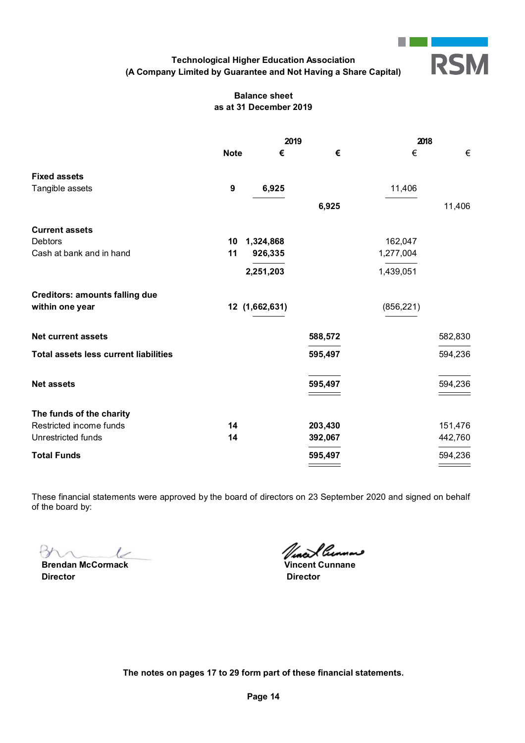**Technological Higher Education Association**
**(A Company Limited by Guarantee and Not Having a Share Capital)**

## Balance sheet
### as at 31 December 2019

| | Note | 2019 € | 2019 € | 2018 € | 2018 € |
|---|---|---|---|---|---|
| **Fixed assets** | | | | | |
| Tangible assets | 9 | 6,925 | | 11,406 | |
| | | | 6,925 | | 11,406 |
| **Current assets** | | | | | |
| Debtors | 10 | 1,324,868 | | 162,047 | |
| Cash at bank and in hand | 11 | 926,335 | | 1,277,004 | |
| | | 2,251,203 | | 1,439,051 | |
| **Creditors: amounts falling due within one year** | 12 | (1,662,631) | | (856,221) | |
| **Net current assets** | | | 588,572 | | 582,830 |
| **Total assets less current liabilities** | | | 595,497 | | 594,236 |
| **Net assets** | | | 595,497 | | 594,236 |
| **The funds of the charity** | | | | | |
| Restricted income funds | 14 | | 203,430 | | 151,476 |
| Unrestricted funds | 14 | | 392,067 | | 442,760 |
| **Total Funds** | | | 595,497 | | 594,236 |

These financial statements were approved by the board of directors on 23 September 2020 and signed on behalf of the board by:

**Brendan McCormack**
**Director**

**Vincent Cunnane**
**Director**

**The notes on pages 17 to 29 form part of these financial statements.**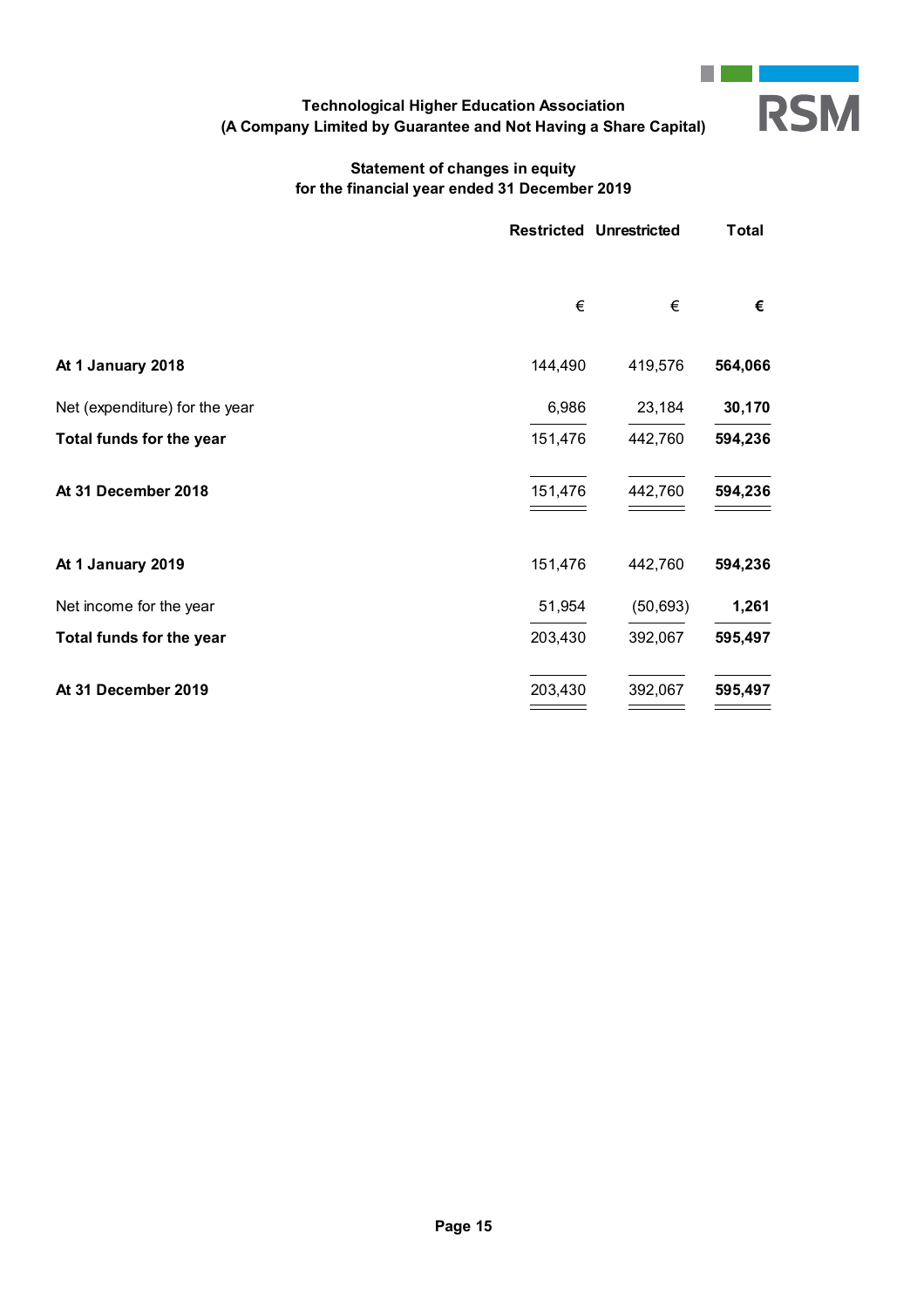**Technological Higher Education Association**
**(A Company Limited by Guarantee and Not Having a Share Capital)**

## Statement of changes in equity
### for the financial year ended 31 December 2019

| | Restricted | Unrestricted | Total |
|---|---|---|---|
| | € | € | **€** |
| **At 1 January 2018** | 144,490 | 419,576 | **564,066** |
| Net (expenditure) for the year | 6,986 | 23,184 | **30,170** |
| **Total funds for the year** | 151,476 | 442,760 | **594,236** |
| **At 31 December 2018** | 151,476 | 442,760 | **594,236** |
| **At 1 January 2019** | 151,476 | 442,760 | **594,236** |
| Net income for the year | 51,954 | (50,693) | **1,261** |
| **Total funds for the year** | 203,430 | 392,067 | **595,497** |
| **At 31 December 2019** | 203,430 | 392,067 | **595,497** |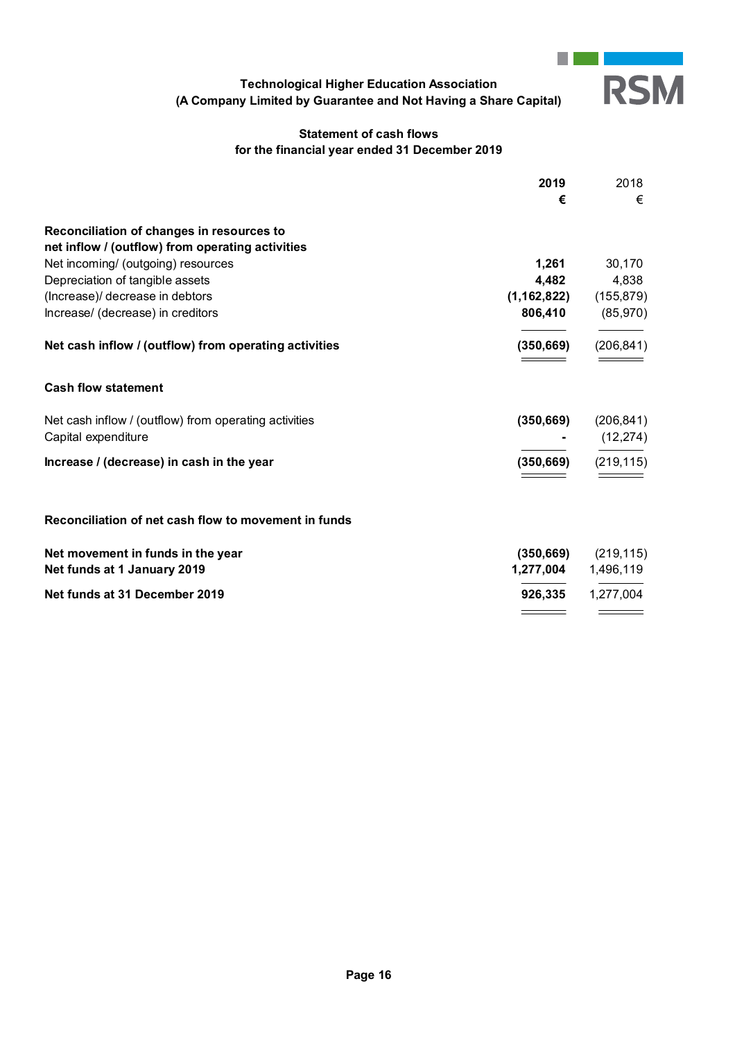**Technological Higher Education Association**
**(A Company Limited by Guarantee and Not Having a Share Capital)**

**Statement of cash flows**
**for the financial year ended 31 December 2019**

| | 2019 | 2018 |
|---|---|---|
| | € | € |
| **Reconciliation of changes in resources to net inflow / (outflow) from operating activities** | | |
| Net incoming/ (outgoing) resources | **1,261** | 30,170 |
| Depreciation of tangible assets | **4,482** | 4,838 |
| (Increase)/ decrease in debtors | **(1,162,822)** | (155,879) |
| Increase/ (decrease) in creditors | **806,410** | (85,970) |
| **Net cash inflow / (outflow) from operating activities** | **(350,669)** | (206,841) |

**Cash flow statement**

| | 2019 | 2018 |
|---|---|---|
| Net cash inflow / (outflow) from operating activities | **(350,669)** | (206,841) |
| Capital expenditure | **-** | (12,274) |
| **Increase / (decrease) in cash in the year** | **(350,669)** | (219,115) |

**Reconciliation of net cash flow to movement in funds**

| | 2019 | 2018 |
|---|---|---|
| **Net movement in funds in the year** | **(350,669)** | (219,115) |
| **Net funds at 1 January 2019** | **1,277,004** | 1,496,119 |
| **Net funds at 31 December 2019** | **926,335** | 1,277,004 |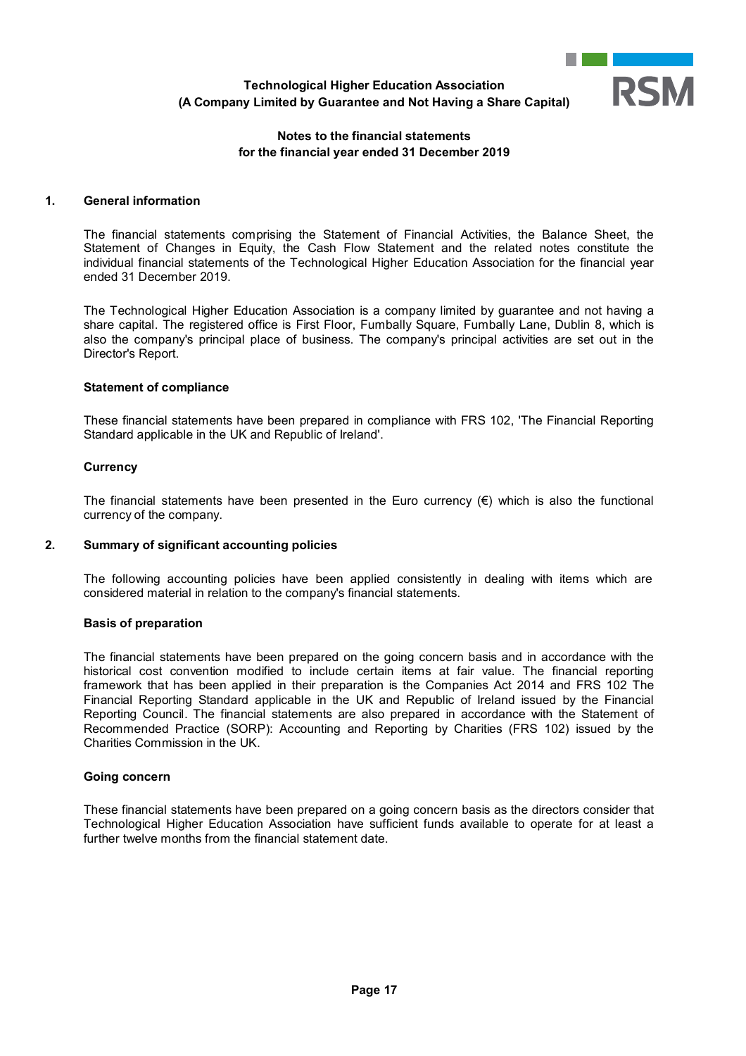**Technological Higher Education Association**
**(A Company Limited by Guarantee and Not Having a Share Capital)**

**Notes to the financial statements**
**for the financial year ended 31 December 2019**

## 1. General information

The financial statements comprising the Statement of Financial Activities, the Balance Sheet, the Statement of Changes in Equity, the Cash Flow Statement and the related notes constitute the individual financial statements of the Technological Higher Education Association for the financial year ended 31 December 2019.

The Technological Higher Education Association is a company limited by guarantee and not having a share capital. The registered office is First Floor, Fumbally Square, Fumbally Lane, Dublin 8, which is also the company's principal place of business. The company's principal activities are set out in the Director's Report.

### Statement of compliance

These financial statements have been prepared in compliance with FRS 102, 'The Financial Reporting Standard applicable in the UK and Republic of Ireland'.

### Currency

The financial statements have been presented in the Euro currency (€) which is also the functional currency of the company.

## 2. Summary of significant accounting policies

The following accounting policies have been applied consistently in dealing with items which are considered material in relation to the company's financial statements.

### Basis of preparation

The financial statements have been prepared on the going concern basis and in accordance with the historical cost convention modified to include certain items at fair value. The financial reporting framework that has been applied in their preparation is the Companies Act 2014 and FRS 102 The Financial Reporting Standard applicable in the UK and Republic of Ireland issued by the Financial Reporting Council. The financial statements are also prepared in accordance with the Statement of Recommended Practice (SORP): Accounting and Reporting by Charities (FRS 102) issued by the Charities Commission in the UK.

### Going concern

These financial statements have been prepared on a going concern basis as the directors consider that Technological Higher Education Association have sufficient funds available to operate for at least a further twelve months from the financial statement date.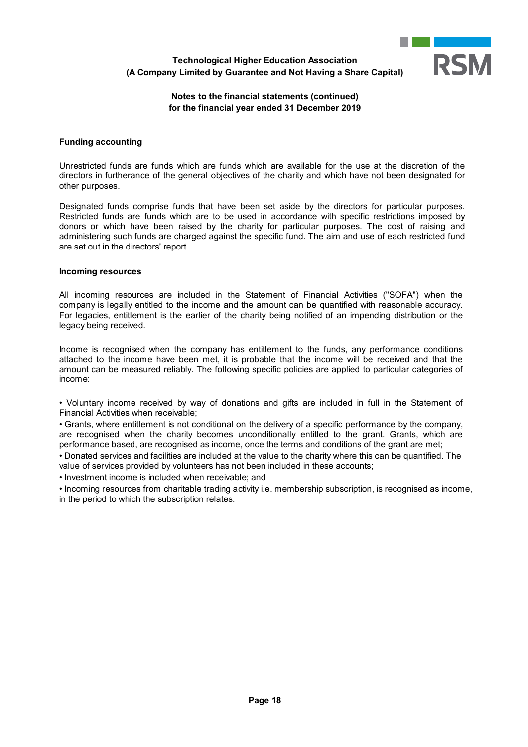**Funding accounting**

Unrestricted funds are funds which are funds which are available for the use at the discretion of the directors in furtherance of the general objectives of the charity and which have not been designated for other purposes.

Designated funds comprise funds that have been set aside by the directors for particular purposes. Restricted funds are funds which are to be used in accordance with specific restrictions imposed by donors or which have been raised by the charity for particular purposes. The cost of raising and administering such funds are charged against the specific fund. The aim and use of each restricted fund are set out in the directors' report.

**Incoming resources**

All incoming resources are included in the Statement of Financial Activities ("SOFA") when the company is legally entitled to the income and the amount can be quantified with reasonable accuracy. For legacies, entitlement is the earlier of the charity being notified of an impending distribution or the legacy being received.

Income is recognised when the company has entitlement to the funds, any performance conditions attached to the income have been met, it is probable that the income will be received and that the amount can be measured reliably. The following specific policies are applied to particular categories of income:

- Voluntary income received by way of donations and gifts are included in full in the Statement of Financial Activities when receivable;
- Grants, where entitlement is not conditional on the delivery of a specific performance by the company, are recognised when the charity becomes unconditionally entitled to the grant. Grants, which are performance based, are recognised as income, once the terms and conditions of the grant are met;
- Donated services and facilities are included at the value to the charity where this can be quantified. The value of services provided by volunteers has not been included in these accounts;
- Investment income is included when receivable; and
- Incoming resources from charitable trading activity i.e. membership subscription, is recognised as income, in the period to which the subscription relates.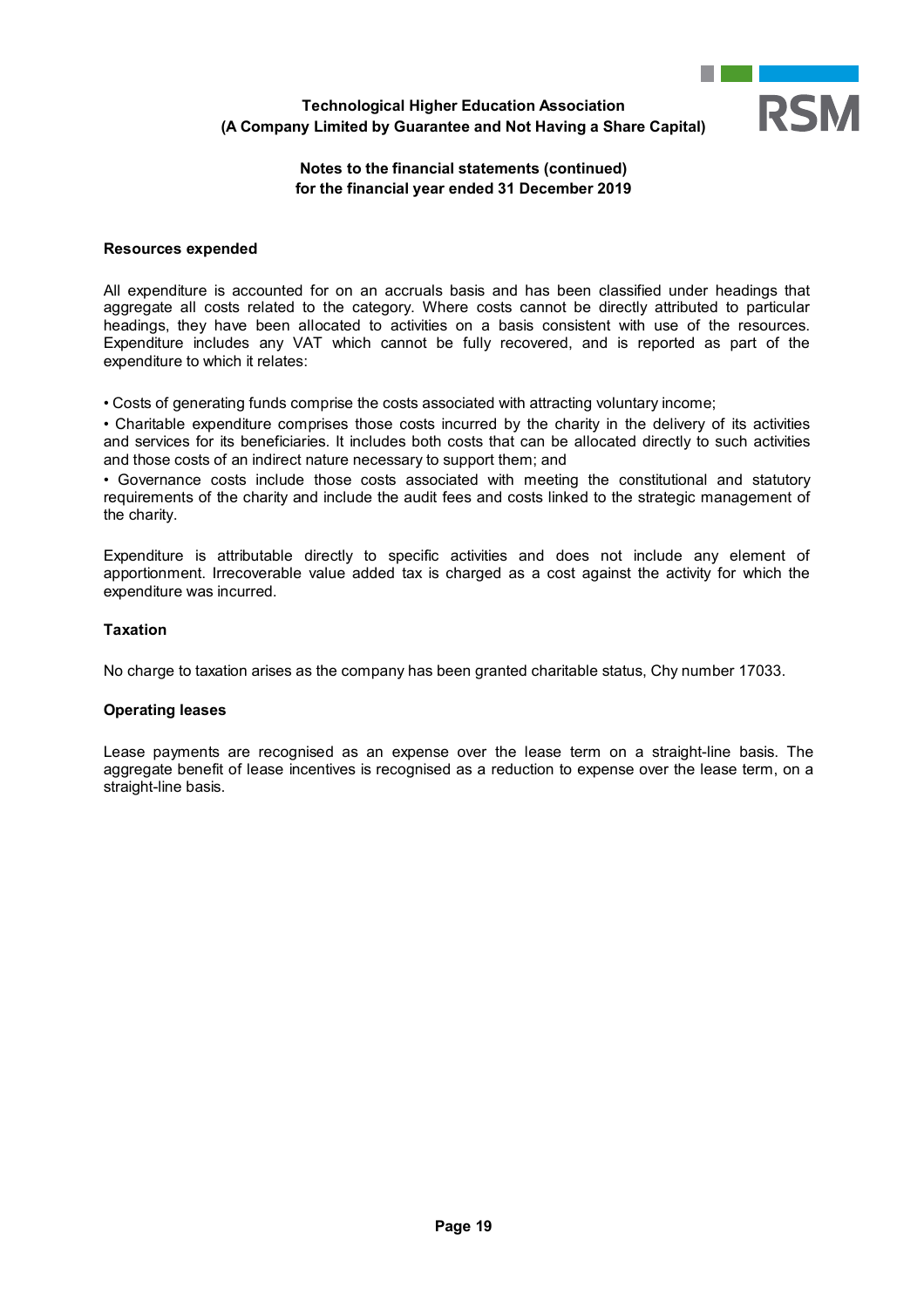### Resources expended

All expenditure is accounted for on an accruals basis and has been classified under headings that aggregate all costs related to the category. Where costs cannot be directly attributed to particular headings, they have been allocated to activities on a basis consistent with use of the resources. Expenditure includes any VAT which cannot be fully recovered, and is reported as part of the expenditure to which it relates:

• Costs of generating funds comprise the costs associated with attracting voluntary income;

• Charitable expenditure comprises those costs incurred by the charity in the delivery of its activities and services for its beneficiaries. It includes both costs that can be allocated directly to such activities and those costs of an indirect nature necessary to support them; and

• Governance costs include those costs associated with meeting the constitutional and statutory requirements of the charity and include the audit fees and costs linked to the strategic management of the charity.

Expenditure is attributable directly to specific activities and does not include any element of apportionment. Irrecoverable value added tax is charged as a cost against the activity for which the expenditure was incurred.

### Taxation

No charge to taxation arises as the company has been granted charitable status, Chy number 17033.

### Operating leases

Lease payments are recognised as an expense over the lease term on a straight-line basis. The aggregate benefit of lease incentives is recognised as a reduction to expense over the lease term, on a straight-line basis.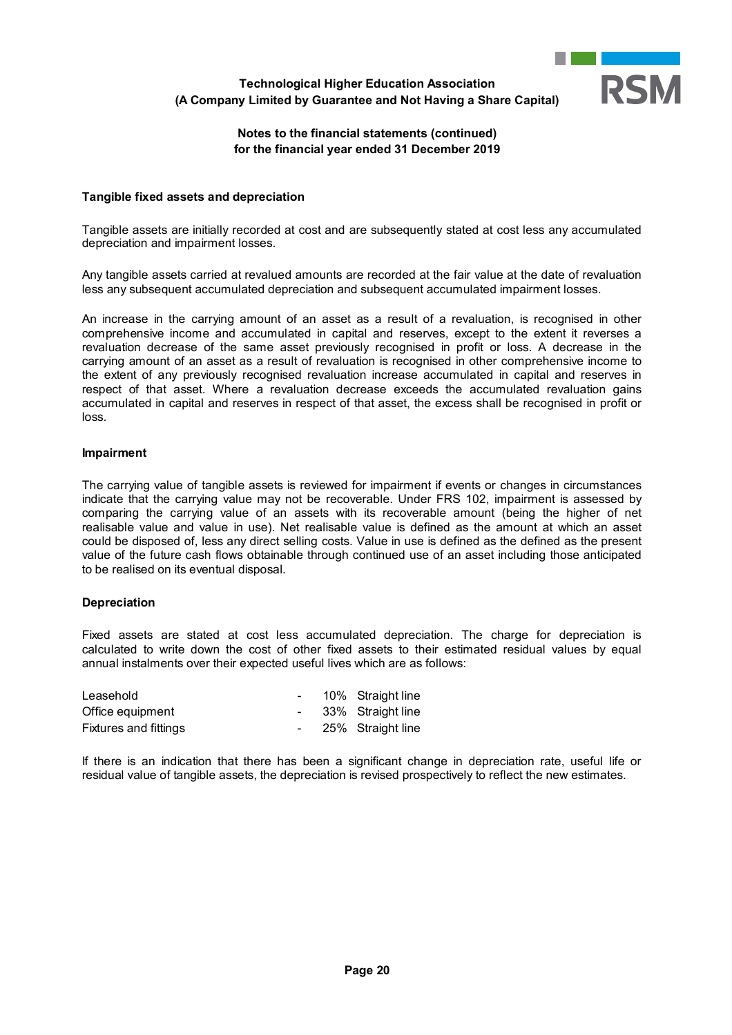### Tangible fixed assets and depreciation

Tangible assets are initially recorded at cost and are subsequently stated at cost less any accumulated depreciation and impairment losses.

Any tangible assets carried at revalued amounts are recorded at the fair value at the date of revaluation less any subsequent accumulated depreciation and subsequent accumulated impairment losses.

An increase in the carrying amount of an asset as a result of a revaluation, is recognised in other comprehensive income and accumulated in capital and reserves, except to the extent it reverses a revaluation decrease of the same asset previously recognised in profit or loss. A decrease in the carrying amount of an asset as a result of revaluation is recognised in other comprehensive income to the extent of any previously recognised revaluation increase accumulated in capital and reserves in respect of that asset. Where a revaluation decrease exceeds the accumulated revaluation gains accumulated in capital and reserves in respect of that asset, the excess shall be recognised in profit or loss.

### Impairment

The carrying value of tangible assets is reviewed for impairment if events or changes in circumstances indicate that the carrying value may not be recoverable. Under FRS 102, impairment is assessed by comparing the carrying value of an assets with its recoverable amount (being the higher of net realisable value and value in use). Net realisable value is defined as the amount at which an asset could be disposed of, less any direct selling costs. Value in use is defined as the defined as the present value of the future cash flows obtainable through continued use of an asset including those anticipated to be realised on its eventual disposal.

### Depreciation

Fixed assets are stated at cost less accumulated depreciation. The charge for depreciation is calculated to write down the cost of other fixed assets to their estimated residual values by equal annual instalments over their expected useful lives which are as follows:

| | | | |
|---|---|---|---|
| Leasehold | - | 10% | Straight line |
| Office equipment | - | 33% | Straight line |
| Fixtures and fittings | - | 25% | Straight line |

If there is an indication that there has been a significant change in depreciation rate, useful life or residual value of tangible assets, the depreciation is revised prospectively to reflect the new estimates.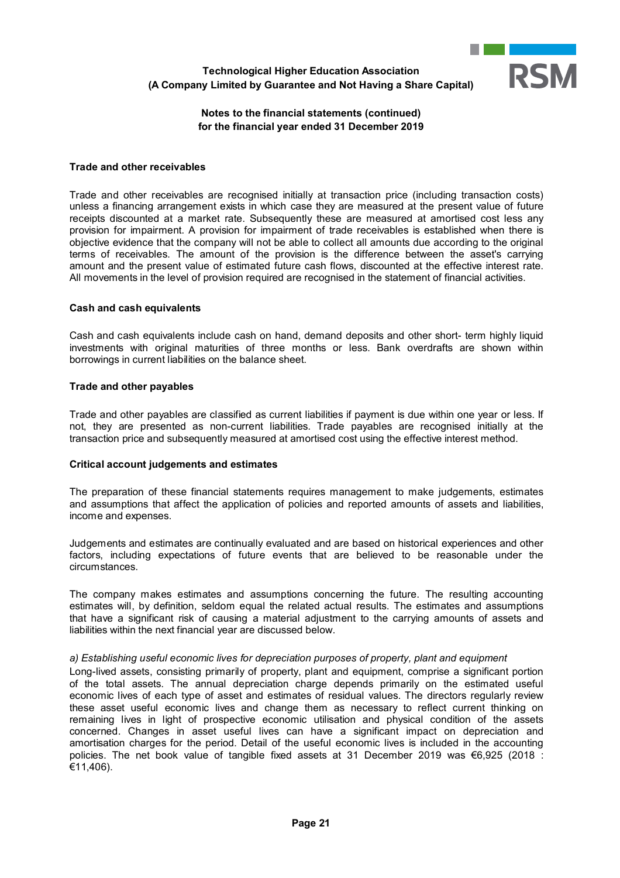### Trade and other receivables

Trade and other receivables are recognised initially at transaction price (including transaction costs) unless a financing arrangement exists in which case they are measured at the present value of future receipts discounted at a market rate. Subsequently these are measured at amortised cost less any provision for impairment. A provision for impairment of trade receivables is established when there is objective evidence that the company will not be able to collect all amounts due according to the original terms of receivables. The amount of the provision is the difference between the asset's carrying amount and the present value of estimated future cash flows, discounted at the effective interest rate. All movements in the level of provision required are recognised in the statement of financial activities.

### Cash and cash equivalents

Cash and cash equivalents include cash on hand, demand deposits and other short- term highly liquid investments with original maturities of three months or less. Bank overdrafts are shown within borrowings in current liabilities on the balance sheet.

### Trade and other payables

Trade and other payables are classified as current liabilities if payment is due within one year or less. If not, they are presented as non-current liabilities. Trade payables are recognised initially at the transaction price and subsequently measured at amortised cost using the effective interest method.

### Critical account judgements and estimates

The preparation of these financial statements requires management to make judgements, estimates and assumptions that affect the application of policies and reported amounts of assets and liabilities, income and expenses.

Judgements and estimates are continually evaluated and are based on historical experiences and other factors, including expectations of future events that are believed to be reasonable under the circumstances.

The company makes estimates and assumptions concerning the future. The resulting accounting estimates will, by definition, seldom equal the related actual results. The estimates and assumptions that have a significant risk of causing a material adjustment to the carrying amounts of assets and liabilities within the next financial year are discussed below.

*a) Establishing useful economic lives for depreciation purposes of property, plant and equipment*

Long-lived assets, consisting primarily of property, plant and equipment, comprise a significant portion of the total assets. The annual depreciation charge depends primarily on the estimated useful economic lives of each type of asset and estimates of residual values. The directors regularly review these asset useful economic lives and change them as necessary to reflect current thinking on remaining lives in light of prospective economic utilisation and physical condition of the assets concerned. Changes in asset useful lives can have a significant impact on depreciation and amortisation charges for the period. Detail of the useful economic lives is included in the accounting policies. The net book value of tangible fixed assets at 31 December 2019 was €6,925 (2018 : €11,406).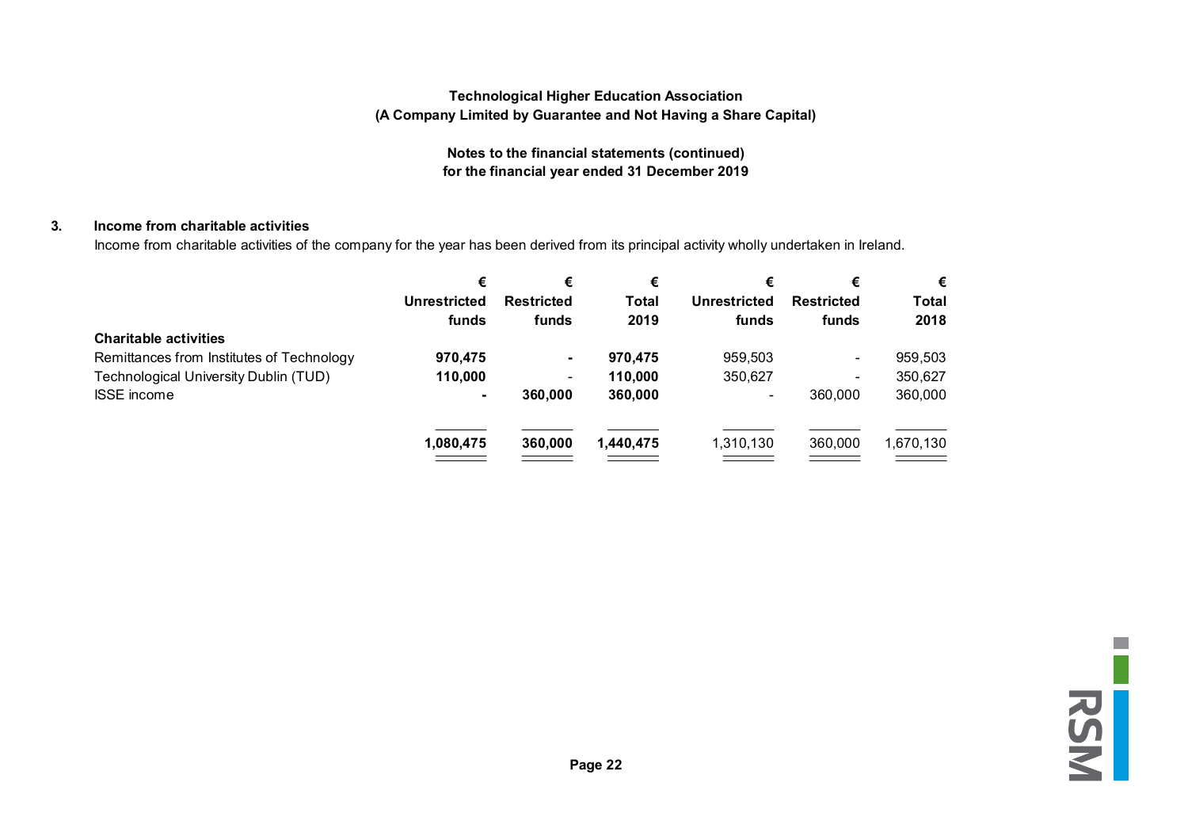**Technological Higher Education Association**
**(A Company Limited by Guarantee and Not Having a Share Capital)**

**Notes to the financial statements (continued)**
**for the financial year ended 31 December 2019**

## 3. Income from charitable activities

Income from charitable activities of the company for the year has been derived from its principal activity wholly undertaken in Ireland.

| | € Unrestricted funds | € Restricted funds | € Total 2019 | € Unrestricted funds | € Restricted funds | € Total 2018 |
|---|---|---|---|---|---|---|
| **Charitable activities** | | | | | | |
| Remittances from Institutes of Technology | **970,475** | **-** | **970,475** | 959,503 | - | 959,503 |
| Technological University Dublin (TUD) | **110,000** | - | **110,000** | 350,627 | - | 350,627 |
| ISSE income | **-** | **360,000** | **360,000** | - | 360,000 | 360,000 |
| | **1,080,475** | **360,000** | **1,440,475** | 1,310,130 | 360,000 | 1,670,130 |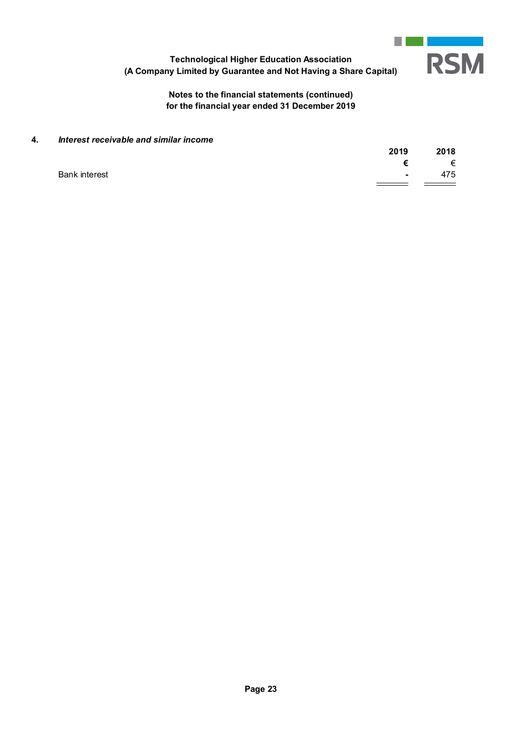Technological Higher Education Association
(A Company Limited by Guarantee and Not Having a Share Capital)

**Notes to the financial statements (continued)**
**for the financial year ended 31 December 2019**

## 4. *Interest receivable and similar income*

| | 2019 | 2018 |
|---|---|---|
| | € | € |
| Bank interest | - | 475 |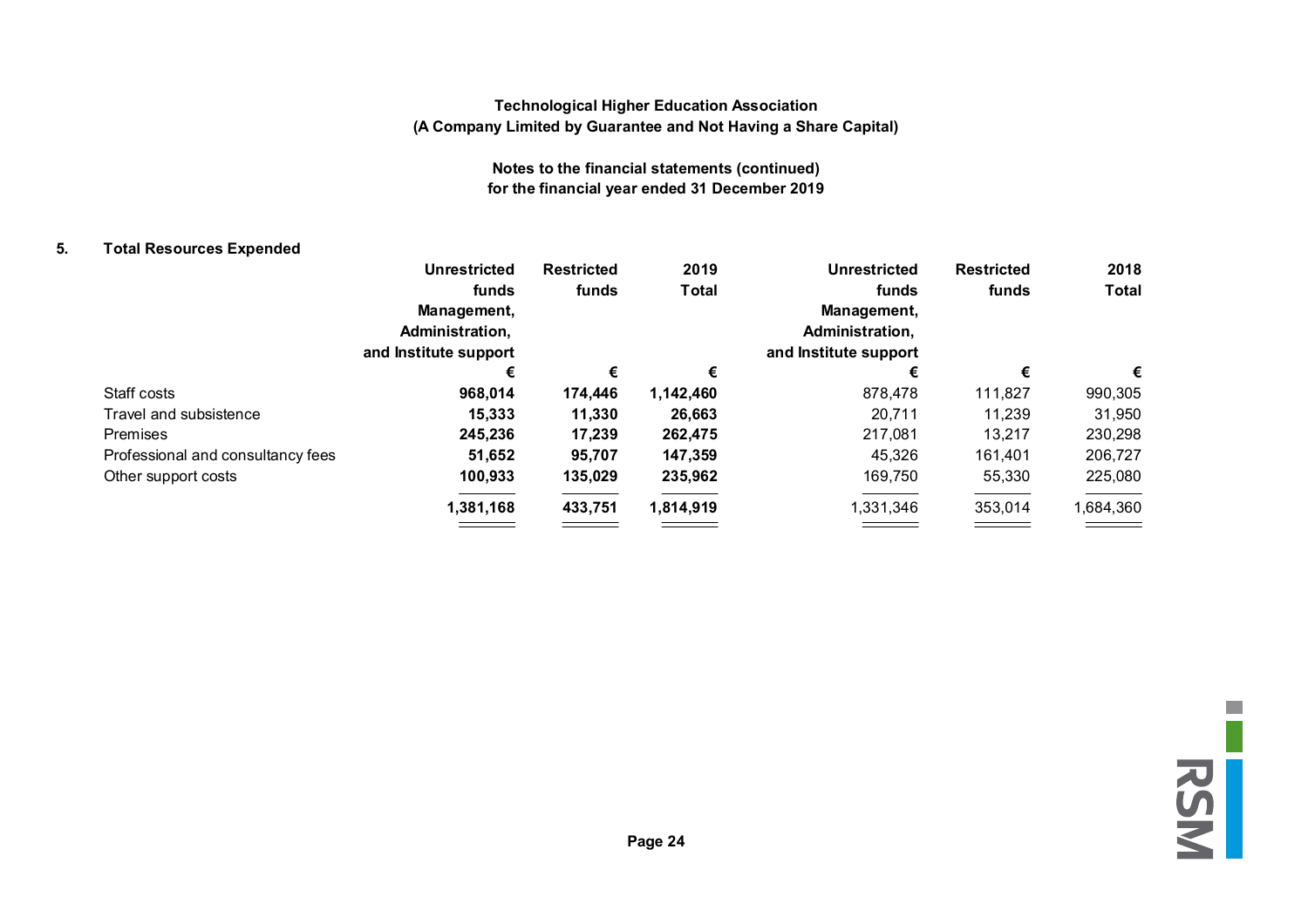**Technological Higher Education Association**
**(A Company Limited by Guarantee and Not Having a Share Capital)**

**Notes to the financial statements (continued)**
**for the financial year ended 31 December 2019**

## 5. Total Resources Expended

| | Unrestricted funds Management, Administration, and Institute support | Restricted funds | 2019 Total | Unrestricted funds Management, Administration, and Institute support | Restricted funds | 2018 Total |
|---|---|---|---|---|---|---|
| | € | € | € | € | € | € |
| Staff costs | **968,014** | **174,446** | **1,142,460** | 878,478 | 111,827 | 990,305 |
| Travel and subsistence | **15,333** | **11,330** | **26,663** | 20,711 | 11,239 | 31,950 |
| Premises | **245,236** | **17,239** | **262,475** | 217,081 | 13,217 | 230,298 |
| Professional and consultancy fees | **51,652** | **95,707** | **147,359** | 45,326 | 161,401 | 206,727 |
| Other support costs | **100,933** | **135,029** | **235,962** | 169,750 | 55,330 | 225,080 |
| | **1,381,168** | **433,751** | **1,814,919** | 1,331,346 | 353,014 | 1,684,360 |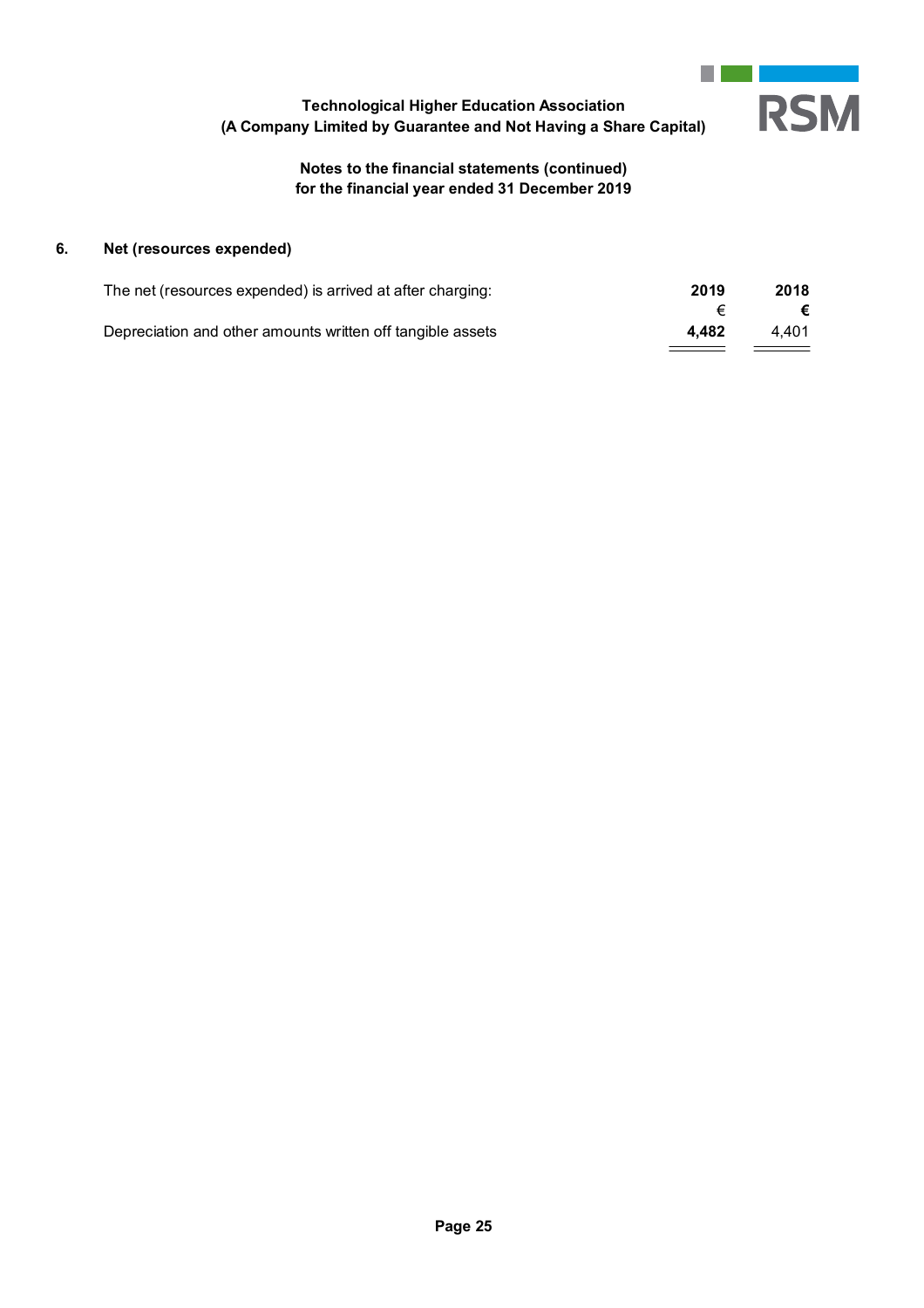## 6. Net (resources expended)

| The net (resources expended) is arrived at after charging: | **2019** | **2018** |
|---|---|---|
| | € | **€** |
| Depreciation and other amounts written off tangible assets | **4,482** | 4,401 |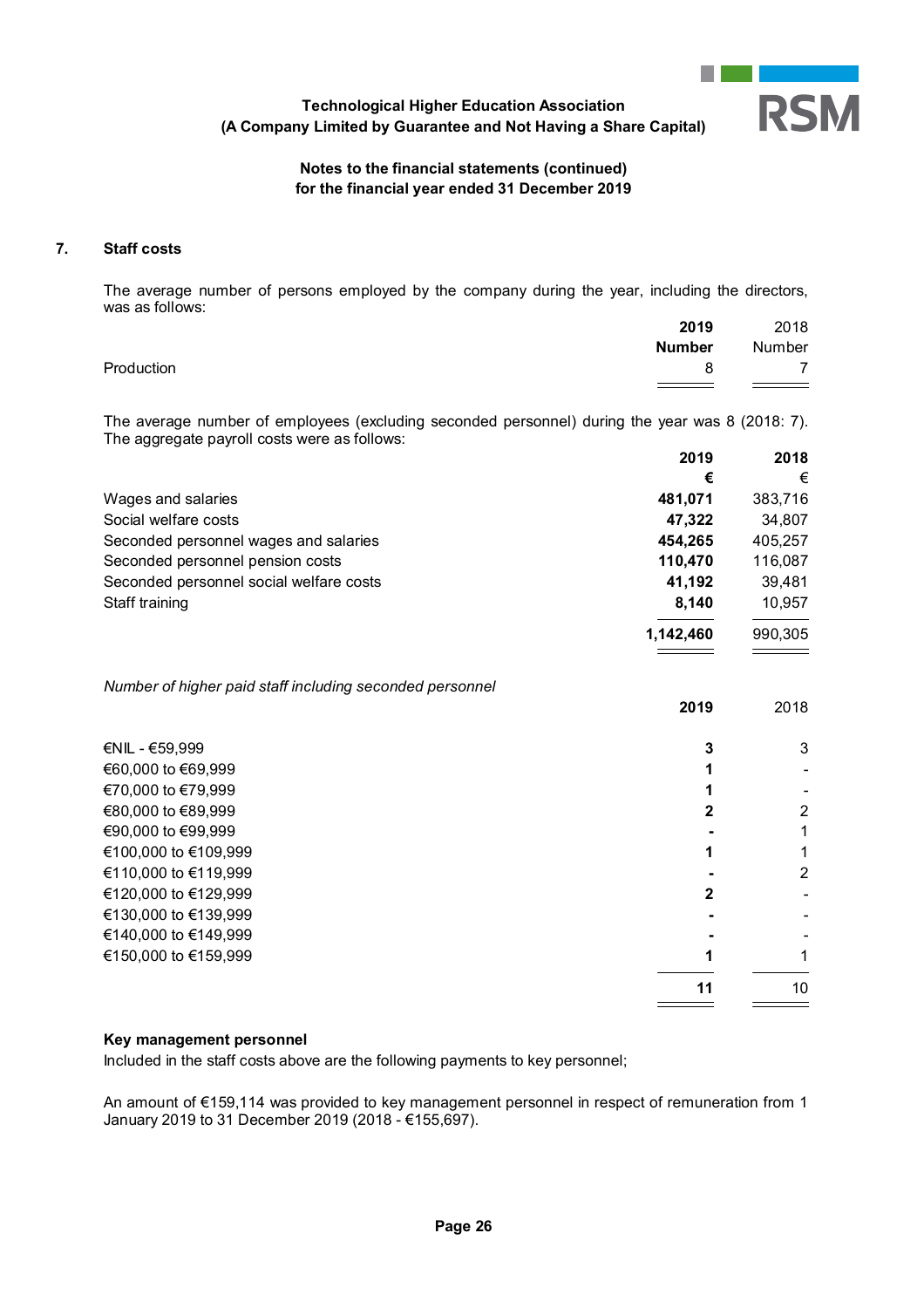## 7. Staff costs

The average number of persons employed by the company during the year, including the directors, was as follows:

| | **2019** | 2018 |
|---|---|---|
| | **Number** | Number |
| Production | 8 | 7 |

The average number of employees (excluding seconded personnel) during the year was 8 (2018: 7). The aggregate payroll costs were as follows:

| | **2019** | **2018** |
|---|---|---|
| | **€** | € |
| Wages and salaries | **481,071** | 383,716 |
| Social welfare costs | **47,322** | 34,807 |
| Seconded personnel wages and salaries | **454,265** | 405,257 |
| Seconded personnel pension costs | **110,470** | 116,087 |
| Seconded personnel social welfare costs | **41,192** | 39,481 |
| Staff training | **8,140** | 10,957 |
| | **1,142,460** | 990,305 |

*Number of higher paid staff including seconded personnel*

| | **2019** | 2018 |
|---|---|---|
| €NIL - €59,999 | **3** | 3 |
| €60,000 to €69,999 | **1** | - |
| €70,000 to €79,999 | **1** | - |
| €80,000 to €89,999 | **2** | 2 |
| €90,000 to €99,999 | **-** | 1 |
| €100,000 to €109,999 | **1** | 1 |
| €110,000 to €119,999 | **-** | 2 |
| €120,000 to €129,999 | **2** | - |
| €130,000 to €139,999 | **-** | - |
| €140,000 to €149,999 | **-** | - |
| €150,000 to €159,999 | **1** | 1 |
| | **11** | 10 |

**Key management personnel**
Included in the staff costs above are the following payments to key personnel;

An amount of €159,114 was provided to key management personnel in respect of remuneration from 1 January 2019 to 31 December 2019 (2018 - €155,697).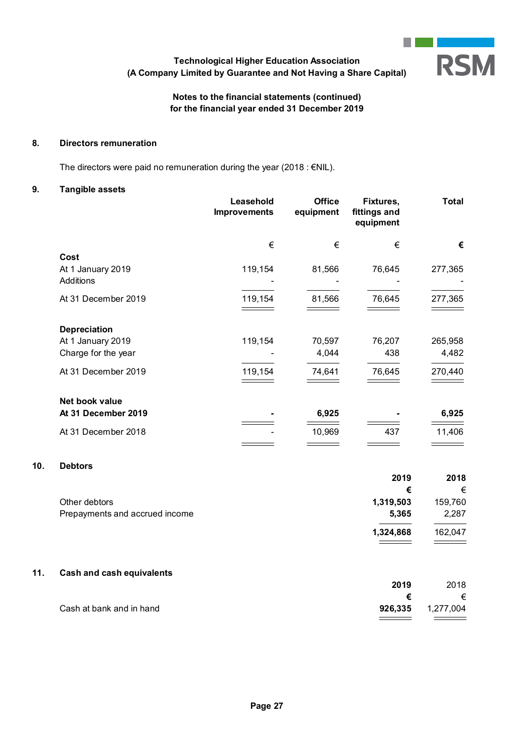**Technological Higher Education Association**
**(A Company Limited by Guarantee and Not Having a Share Capital)**

**Notes to the financial statements (continued)**
**for the financial year ended 31 December 2019**

## 8. Directors remuneration

The directors were paid no remuneration during the year (2018 : €NIL).

## 9. Tangible assets

| | Leasehold Improvements | Office equipment | Fixtures, fittings and equipment | Total |
|---|---|---|---|---|
| | € | € | € | **€** |
| **Cost** | | | | |
| At 1 January 2019 | 119,154 | 81,566 | 76,645 | 277,365 |
| Additions | - | - | - | - |
| At 31 December 2019 | 119,154 | 81,566 | 76,645 | 277,365 |
| **Depreciation** | | | | |
| At 1 January 2019 | 119,154 | 70,597 | 76,207 | 265,958 |
| Charge for the year | - | 4,044 | 438 | 4,482 |
| At 31 December 2019 | 119,154 | 74,641 | 76,645 | 270,440 |
| **Net book value** | | | | |
| **At 31 December 2019** | **-** | **6,925** | **-** | **6,925** |
| At 31 December 2018 | - | 10,969 | 437 | 11,406 |

## 10. Debtors

| | 2019 | 2018 |
|---|---|---|
| | **€** | € |
| Other debtors | **1,319,503** | 159,760 |
| Prepayments and accrued income | **5,365** | 2,287 |
| | **1,324,868** | 162,047 |

## 11. Cash and cash equivalents

| | 2019 | 2018 |
|---|---|---|
| | **€** | € |
| Cash at bank and in hand | **926,335** | 1,277,004 |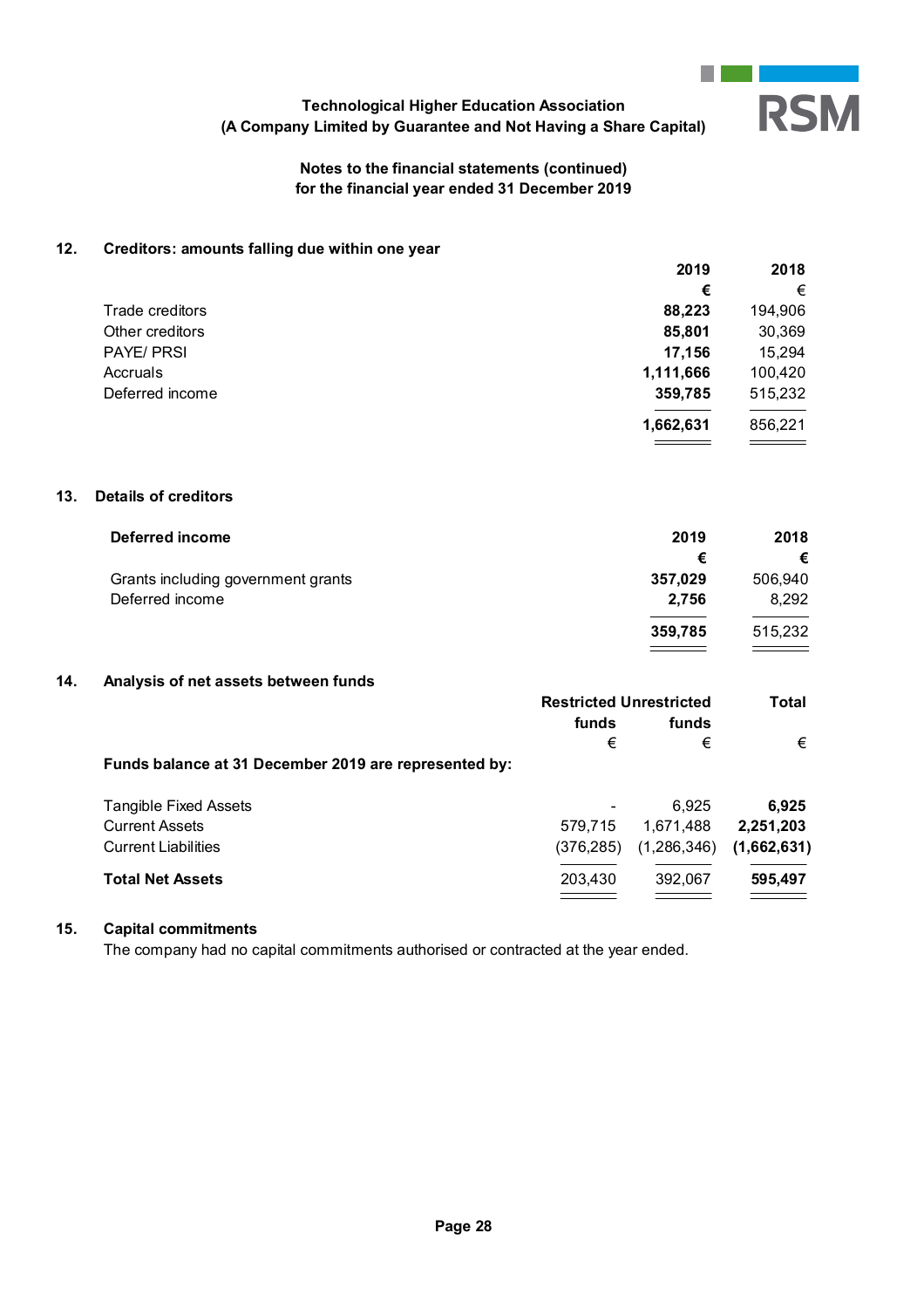Technological Higher Education Association
(A Company Limited by Guarantee and Not Having a Share Capital)

**Notes to the financial statements (continued)**
**for the financial year ended 31 December 2019**

## 12. Creditors: amounts falling due within one year

| | 2019 | 2018 |
|---|---|---|
| | € | € |
| Trade creditors | **88,223** | 194,906 |
| Other creditors | **85,801** | 30,369 |
| PAYE/ PRSI | **17,156** | 15,294 |
| Accruals | **1,111,666** | 100,420 |
| Deferred income | **359,785** | 515,232 |
| | **1,662,631** | 856,221 |

## 13. Details of creditors

| **Deferred income** | 2019 | 2018 |
|---|---|---|
| | € | € |
| Grants including government grants | **357,029** | 506,940 |
| Deferred income | **2,756** | 8,292 |
| | **359,785** | 515,232 |

## 14. Analysis of net assets between funds

| | Restricted funds | Unrestricted funds | Total |
|---|---|---|---|
| | € | € | € |
| **Funds balance at 31 December 2019 are represented by:** | | | |
| Tangible Fixed Assets | - | 6,925 | **6,925** |
| Current Assets | 579,715 | 1,671,488 | **2,251,203** |
| Current Liabilities | (376,285) | (1,286,346) | **(1,662,631)** |
| **Total Net Assets** | 203,430 | 392,067 | **595,497** |

## 15. Capital commitments

The company had no capital commitments authorised or contracted at the year ended.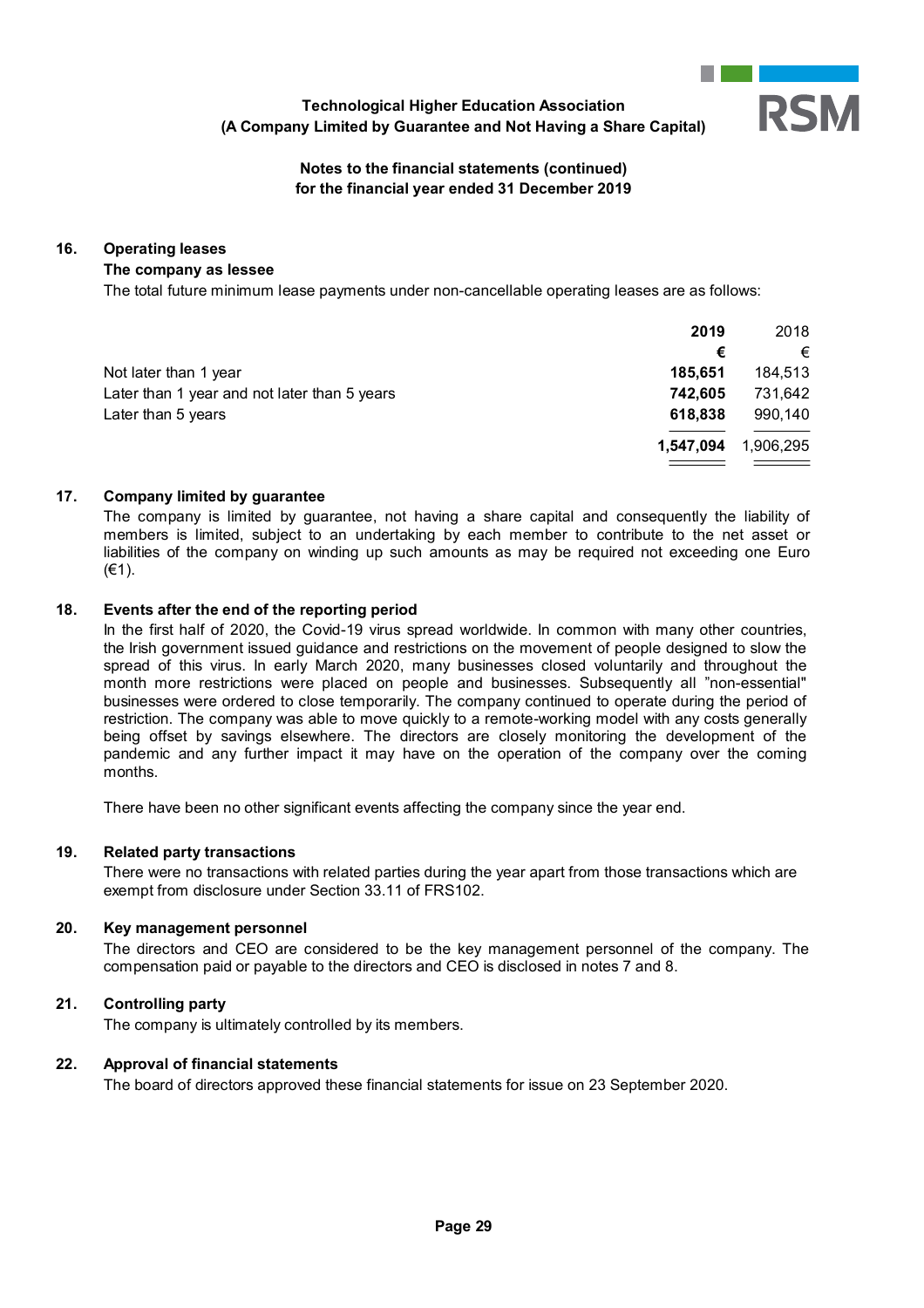**Technological Higher Education Association**
**(A Company Limited by Guarantee and Not Having a Share Capital)**

**Notes to the financial statements (continued)**
**for the financial year ended 31 December 2019**

## 16. Operating leases

**The company as lessee**

The total future minimum lease payments under non-cancellable operating leases are as follows:

| | **2019** | 2018 |
|---|---|---|
| | **€** | € |
| Not later than 1 year | **185,651** | 184,513 |
| Later than 1 year and not later than 5 years | **742,605** | 731,642 |
| Later than 5 years | **618,838** | 990,140 |
| | **1,547,094** | 1,906,295 |

## 17. Company limited by guarantee

The company is limited by guarantee, not having a share capital and consequently the liability of members is limited, subject to an undertaking by each member to contribute to the net asset or liabilities of the company on winding up such amounts as may be required not exceeding one Euro (€1).

## 18. Events after the end of the reporting period

In the first half of 2020, the Covid-19 virus spread worldwide. In common with many other countries, the Irish government issued guidance and restrictions on the movement of people designed to slow the spread of this virus. In early March 2020, many businesses closed voluntarily and throughout the month more restrictions were placed on people and businesses. Subsequently all "non-essential" businesses were ordered to close temporarily. The company continued to operate during the period of restriction. The company was able to move quickly to a remote-working model with any costs generally being offset by savings elsewhere. The directors are closely monitoring the development of the pandemic and any further impact it may have on the operation of the company over the coming months.

There have been no other significant events affecting the company since the year end.

## 19. Related party transactions

There were no transactions with related parties during the year apart from those transactions which are exempt from disclosure under Section 33.11 of FRS102.

## 20. Key management personnel

The directors and CEO are considered to be the key management personnel of the company. The compensation paid or payable to the directors and CEO is disclosed in notes 7 and 8.

## 21. Controlling party

The company is ultimately controlled by its members.

## 22. Approval of financial statements

The board of directors approved these financial statements for issue on 23 September 2020.